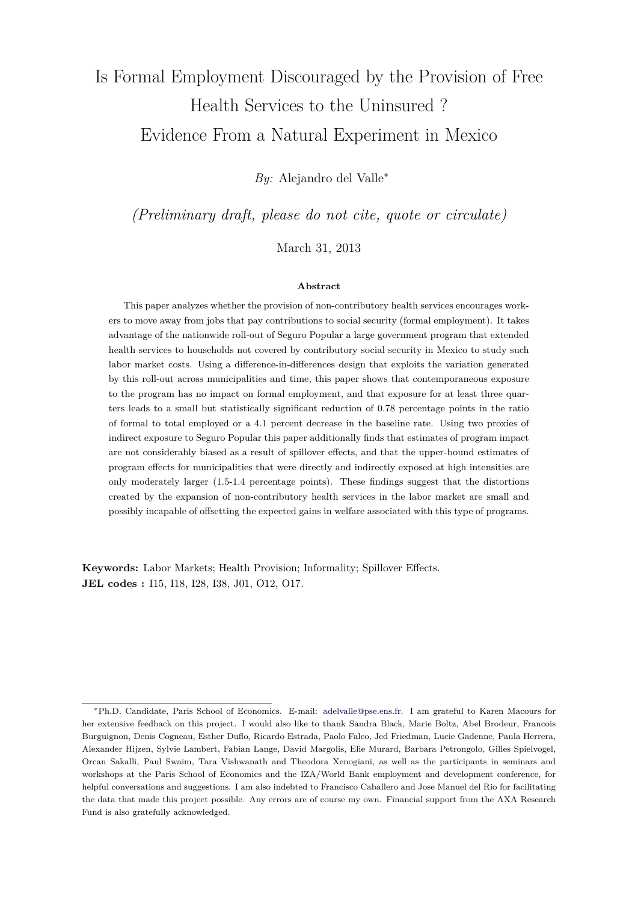# Is Formal Employment Discouraged by the Provision of Free Health Services to the Uninsured ? Evidence From a Natural Experiment in Mexico

*By:* Alejandro del Valle[*]

*(Preliminary draft, please do not cite, quote or circulate)*

March 31, 2013

**Abstract**

This paper analyzes whether the provision of non-contributory health services encourages workers to move away from jobs that pay contributions to social security (formal employment). It takes advantage of the nationwide roll-out of Seguro Popular a large government program that extended health services to households not covered by contributory social security in Mexico to study such labor market costs. Using a difference-in-differences design that exploits the variation generated by this roll-out across municipalities and time, this paper shows that contemporaneous exposure to the program has no impact on formal employment, and that exposure for at least three quarters leads to a small but statistically significant reduction of 0.78 percentage points in the ratio of formal to total employed or a 4.1 percent decrease in the baseline rate. Using two proxies of indirect exposure to Seguro Popular this paper additionally finds that estimates of program impact are not considerably biased as a result of spillover effects, and that the upper-bound estimates of program effects for municipalities that were directly and indirectly exposed at high intensities are only moderately larger (1.5-1.4 percentage points). These findings suggest that the distortions created by the expansion of non-contributory health services in the labor market are small and possibly incapable of offsetting the expected gains in welfare associated with this type of programs.

**Keywords:** Labor Markets; Health Provision; Informality; Spillover Effects.
**JEL codes :** I15, I18, I28, I38, J01, O12, O17.

[*] Ph.D. Candidate, Paris School of Economics. E-mail: adelvalle@pse.ens.fr. I am grateful to Karen Macours for her extensive feedback on this project. I would also like to thank Sandra Black, Marie Boltz, Abel Brodeur, Francois Burguignon, Denis Cogneau, Esther Duflo, Ricardo Estrada, Paolo Falco, Jed Friedman, Lucie Gadenne, Paula Herrera, Alexander Hijzen, Sylvie Lambert, Fabian Lange, David Margolis, Elie Murard, Barbara Petrongolo, Gilles Spielvogel, Orcan Sakalli, Paul Swaim, Tara Vishwanath and Theodora Xenogiani, as well as the participants in seminars and workshops at the Paris School of Economics and the IZA/World Bank employment and development conference, for helpful conversations and suggestions. I am also indebted to Francisco Caballero and Jose Manuel del Rio for facilitating the data that made this project possible. Any errors are of course my own. Financial support from the AXA Research Fund is also gratefully acknowledged.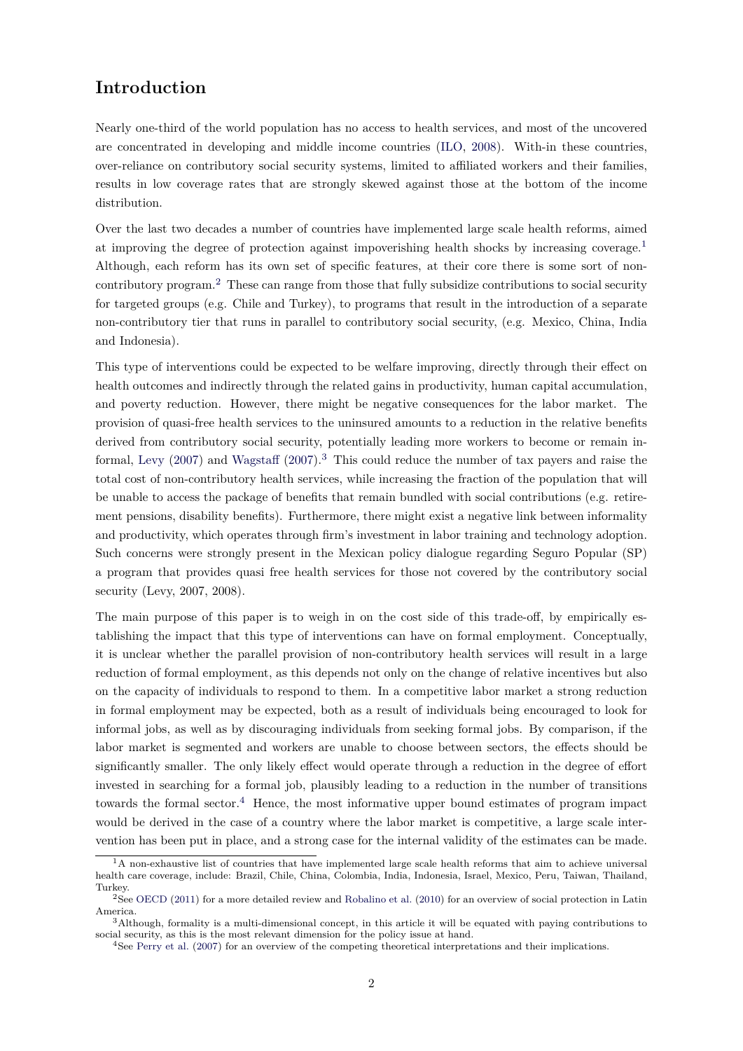## Introduction

Nearly one-third of the world population has no access to health services, and most of the uncovered are concentrated in developing and middle income countries (ILO, 2008). With-in these countries, over-reliance on contributory social security systems, limited to affiliated workers and their families, results in low coverage rates that are strongly skewed against those at the bottom of the income distribution.

Over the last two decades a number of countries have implemented large scale health reforms, aimed at improving the degree of protection against impoverishing health shocks by increasing coverage.[1] Although, each reform has its own set of specific features, at their core there is some sort of non-contributory program.[2] These can range from those that fully subsidize contributions to social security for targeted groups (e.g. Chile and Turkey), to programs that result in the introduction of a separate non-contributory tier that runs in parallel to contributory social security, (e.g. Mexico, China, India and Indonesia).

This type of interventions could be expected to be welfare improving, directly through their effect on health outcomes and indirectly through the related gains in productivity, human capital accumulation, and poverty reduction. However, there might be negative consequences for the labor market. The provision of quasi-free health services to the uninsured amounts to a reduction in the relative benefits derived from contributory social security, potentially leading more workers to become or remain informal, Levy (2007) and Wagstaff (2007).[3] This could reduce the number of tax payers and raise the total cost of non-contributory health services, while increasing the fraction of the population that will be unable to access the package of benefits that remain bundled with social contributions (e.g. retirement pensions, disability benefits). Furthermore, there might exist a negative link between informality and productivity, which operates through firm's investment in labor training and technology adoption. Such concerns were strongly present in the Mexican policy dialogue regarding Seguro Popular (SP) a program that provides quasi free health services for those not covered by the contributory social security (Levy, 2007, 2008).

The main purpose of this paper is to weigh in on the cost side of this trade-off, by empirically establishing the impact that this type of interventions can have on formal employment. Conceptually, it is unclear whether the parallel provision of non-contributory health services will result in a large reduction of formal employment, as this depends not only on the change of relative incentives but also on the capacity of individuals to respond to them. In a competitive labor market a strong reduction in formal employment may be expected, both as a result of individuals being encouraged to look for informal jobs, as well as by discouraging individuals from seeking formal jobs. By comparison, if the labor market is segmented and workers are unable to choose between sectors, the effects should be significantly smaller. The only likely effect would operate through a reduction in the degree of effort invested in searching for a formal job, plausibly leading to a reduction in the number of transitions towards the formal sector.[4] Hence, the most informative upper bound estimates of program impact would be derived in the case of a country where the labor market is competitive, a large scale intervention has been put in place, and a strong case for the internal validity of the estimates can be made.

[1] A non-exhaustive list of countries that have implemented large scale health reforms that aim to achieve universal health care coverage, include: Brazil, Chile, China, Colombia, India, Indonesia, Israel, Mexico, Peru, Taiwan, Thailand, Turkey.

[2] See OECD (2011) for a more detailed review and Robalino et al. (2010) for an overview of social protection in Latin America.

[3] Although, formality is a multi-dimensional concept, in this article it will be equated with paying contributions to social security, as this is the most relevant dimension for the policy issue at hand.

[4] See Perry et al. (2007) for an overview of the competing theoretical interpretations and their implications.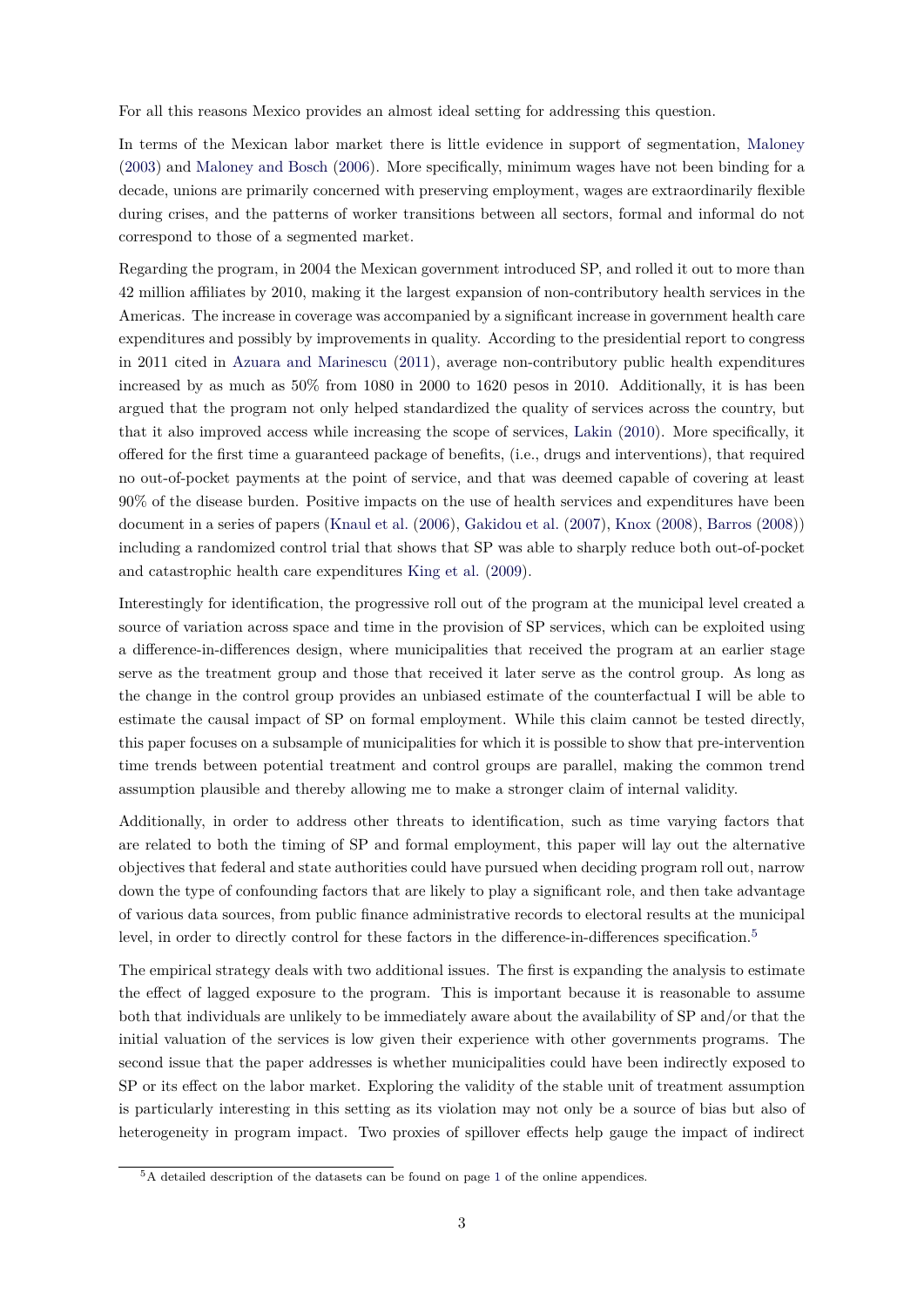For all this reasons Mexico provides an almost ideal setting for addressing this question.

In terms of the Mexican labor market there is little evidence in support of segmentation, Maloney (2003) and Maloney and Bosch (2006). More specifically, minimum wages have not been binding for a decade, unions are primarily concerned with preserving employment, wages are extraordinarily flexible during crises, and the patterns of worker transitions between all sectors, formal and informal do not correspond to those of a segmented market.

Regarding the program, in 2004 the Mexican government introduced SP, and rolled it out to more than 42 million affiliates by 2010, making it the largest expansion of non-contributory health services in the Americas. The increase in coverage was accompanied by a significant increase in government health care expenditures and possibly by improvements in quality. According to the presidential report to congress in 2011 cited in Azuara and Marinescu (2011), average non-contributory public health expenditures increased by as much as 50% from 1080 in 2000 to 1620 pesos in 2010. Additionally, it is has been argued that the program not only helped standardized the quality of services across the country, but that it also improved access while increasing the scope of services, Lakin (2010). More specifically, it offered for the first time a guaranteed package of benefits, (i.e., drugs and interventions), that required no out-of-pocket payments at the point of service, and that was deemed capable of covering at least 90% of the disease burden. Positive impacts on the use of health services and expenditures have been document in a series of papers (Knaul et al. (2006), Gakidou et al. (2007), Knox (2008), Barros (2008)) including a randomized control trial that shows that SP was able to sharply reduce both out-of-pocket and catastrophic health care expenditures King et al. (2009).

Interestingly for identification, the progressive roll out of the program at the municipal level created a source of variation across space and time in the provision of SP services, which can be exploited using a difference-in-differences design, where municipalities that received the program at an earlier stage serve as the treatment group and those that received it later serve as the control group. As long as the change in the control group provides an unbiased estimate of the counterfactual I will be able to estimate the causal impact of SP on formal employment. While this claim cannot be tested directly, this paper focuses on a subsample of municipalities for which it is possible to show that pre-intervention time trends between potential treatment and control groups are parallel, making the common trend assumption plausible and thereby allowing me to make a stronger claim of internal validity.

Additionally, in order to address other threats to identification, such as time varying factors that are related to both the timing of SP and formal employment, this paper will lay out the alternative objectives that federal and state authorities could have pursued when deciding program roll out, narrow down the type of confounding factors that are likely to play a significant role, and then take advantage of various data sources, from public finance administrative records to electoral results at the municipal level, in order to directly control for these factors in the difference-in-differences specification.[5]

The empirical strategy deals with two additional issues. The first is expanding the analysis to estimate the effect of lagged exposure to the program. This is important because it is reasonable to assume both that individuals are unlikely to be immediately aware about the availability of SP and/or that the initial valuation of the services is low given their experience with other governments programs. The second issue that the paper addresses is whether municipalities could have been indirectly exposed to SP or its effect on the labor market. Exploring the validity of the stable unit of treatment assumption is particularly interesting in this setting as its violation may not only be a source of bias but also of heterogeneity in program impact. Two proxies of spillover effects help gauge the impact of indirect

[5] A detailed description of the datasets can be found on page 1 of the online appendices.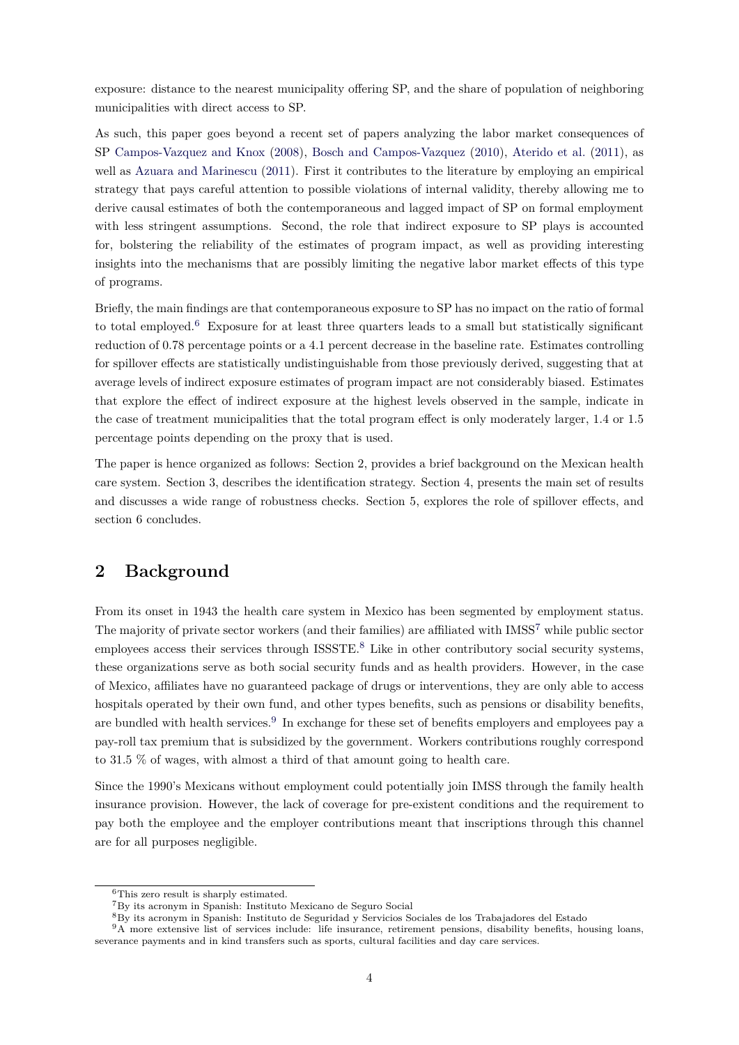exposure: distance to the nearest municipality offering SP, and the share of population of neighboring municipalities with direct access to SP.

As such, this paper goes beyond a recent set of papers analyzing the labor market consequences of SP Campos-Vazquez and Knox (2008), Bosch and Campos-Vazquez (2010), Aterido et al. (2011), as well as Azuara and Marinescu (2011). First it contributes to the literature by employing an empirical strategy that pays careful attention to possible violations of internal validity, thereby allowing me to derive causal estimates of both the contemporaneous and lagged impact of SP on formal employment with less stringent assumptions. Second, the role that indirect exposure to SP plays is accounted for, bolstering the reliability of the estimates of program impact, as well as providing interesting insights into the mechanisms that are possibly limiting the negative labor market effects of this type of programs.

Briefly, the main findings are that contemporaneous exposure to SP has no impact on the ratio of formal to total employed.[6] Exposure for at least three quarters leads to a small but statistically significant reduction of 0.78 percentage points or a 4.1 percent decrease in the baseline rate. Estimates controlling for spillover effects are statistically undistinguishable from those previously derived, suggesting that at average levels of indirect exposure estimates of program impact are not considerably biased. Estimates that explore the effect of indirect exposure at the highest levels observed in the sample, indicate in the case of treatment municipalities that the total program effect is only moderately larger, 1.4 or 1.5 percentage points depending on the proxy that is used.

The paper is hence organized as follows: Section 2, provides a brief background on the Mexican health care system. Section 3, describes the identification strategy. Section 4, presents the main set of results and discusses a wide range of robustness checks. Section 5, explores the role of spillover effects, and section 6 concludes.

## 2 Background

From its onset in 1943 the health care system in Mexico has been segmented by employment status. The majority of private sector workers (and their families) are affiliated with IMSS[7] while public sector employees access their services through ISSSTE.[8] Like in other contributory social security systems, these organizations serve as both social security funds and as health providers. However, in the case of Mexico, affiliates have no guaranteed package of drugs or interventions, they are only able to access hospitals operated by their own fund, and other types benefits, such as pensions or disability benefits, are bundled with health services.[9] In exchange for these set of benefits employers and employees pay a pay-roll tax premium that is subsidized by the government. Workers contributions roughly correspond to 31.5 % of wages, with almost a third of that amount going to health care.

Since the 1990's Mexicans without employment could potentially join IMSS through the family health insurance provision. However, the lack of coverage for pre-existent conditions and the requirement to pay both the employee and the employer contributions meant that inscriptions through this channel are for all purposes negligible.

---

[6] This zero result is sharply estimated.

[7] By its acronym in Spanish: Instituto Mexicano de Seguro Social

[8] By its acronym in Spanish: Instituto de Seguridad y Servicios Sociales de los Trabajadores del Estado

[9] A more extensive list of services include: life insurance, retirement pensions, disability benefits, housing loans, severance payments and in kind transfers such as sports, cultural facilities and day care services.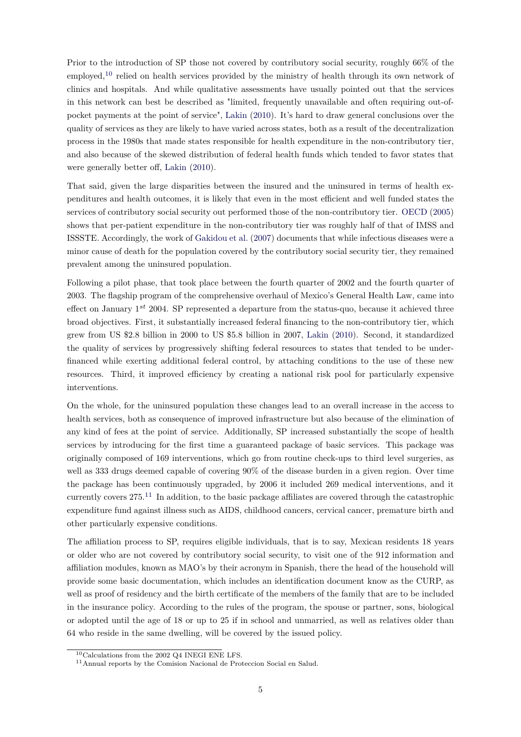Prior to the introduction of SP those not covered by contributory social security, roughly 66% of the employed,[10] relied on health services provided by the ministry of health through its own network of clinics and hospitals. And while qualitative assessments have usually pointed out that the services in this network can best be described as "limited, frequently unavailable and often requiring out-of-pocket payments at the point of service", Lakin (2010). It's hard to draw general conclusions over the quality of services as they are likely to have varied across states, both as a result of the decentralization process in the 1980s that made states responsible for health expenditure in the non-contributory tier, and also because of the skewed distribution of federal health funds which tended to favor states that were generally better off, Lakin (2010).

That said, given the large disparities between the insured and the uninsured in terms of health expenditures and health outcomes, it is likely that even in the most efficient and well funded states the services of contributory social security out performed those of the non-contributory tier. OECD (2005) shows that per-patient expenditure in the non-contributory tier was roughly half of that of IMSS and ISSSTE. Accordingly, the work of Gakidou et al. (2007) documents that while infectious diseases were a minor cause of death for the population covered by the contributory social security tier, they remained prevalent among the uninsured population.

Following a pilot phase, that took place between the fourth quarter of 2002 and the fourth quarter of 2003. The flagship program of the comprehensive overhaul of Mexico's General Health Law, came into effect on January $1^{st}$ 2004. SP represented a departure from the status-quo, because it achieved three broad objectives. First, it substantially increased federal financing to the non-contributory tier, which grew from US $2.8 billion in 2000 to US $5.8 billion in 2007, Lakin (2010). Second, it standardized the quality of services by progressively shifting federal resources to states that tended to be under-financed while exerting additional federal control, by attaching conditions to the use of these new resources. Third, it improved efficiency by creating a national risk pool for particularly expensive interventions.

On the whole, for the uninsured population these changes lead to an overall increase in the access to health services, both as consequence of improved infrastructure but also because of the elimination of any kind of fees at the point of service. Additionally, SP increased substantially the scope of health services by introducing for the first time a guaranteed package of basic services. This package was originally composed of 169 interventions, which go from routine check-ups to third level surgeries, as well as 333 drugs deemed capable of covering 90% of the disease burden in a given region. Over time the package has been continuously upgraded, by 2006 it included 269 medical interventions, and it currently covers 275.[11] In addition, to the basic package affiliates are covered through the catastrophic expenditure fund against illness such as AIDS, childhood cancers, cervical cancer, premature birth and other particularly expensive conditions.

The affiliation process to SP, requires eligible individuals, that is to say, Mexican residents 18 years or older who are not covered by contributory social security, to visit one of the 912 information and affiliation modules, known as MAO's by their acronym in Spanish, there the head of the household will provide some basic documentation, which includes an identification document know as the CURP, as well as proof of residency and the birth certificate of the members of the family that are to be included in the insurance policy. According to the rules of the program, the spouse or partner, sons, biological or adopted until the age of 18 or up to 25 if in school and unmarried, as well as relatives older than 64 who reside in the same dwelling, will be covered by the issued policy.

[10] Calculations from the 2002 Q4 INEGI ENE LFS.

[11] Annual reports by the Comision Nacional de Proteccion Social en Salud.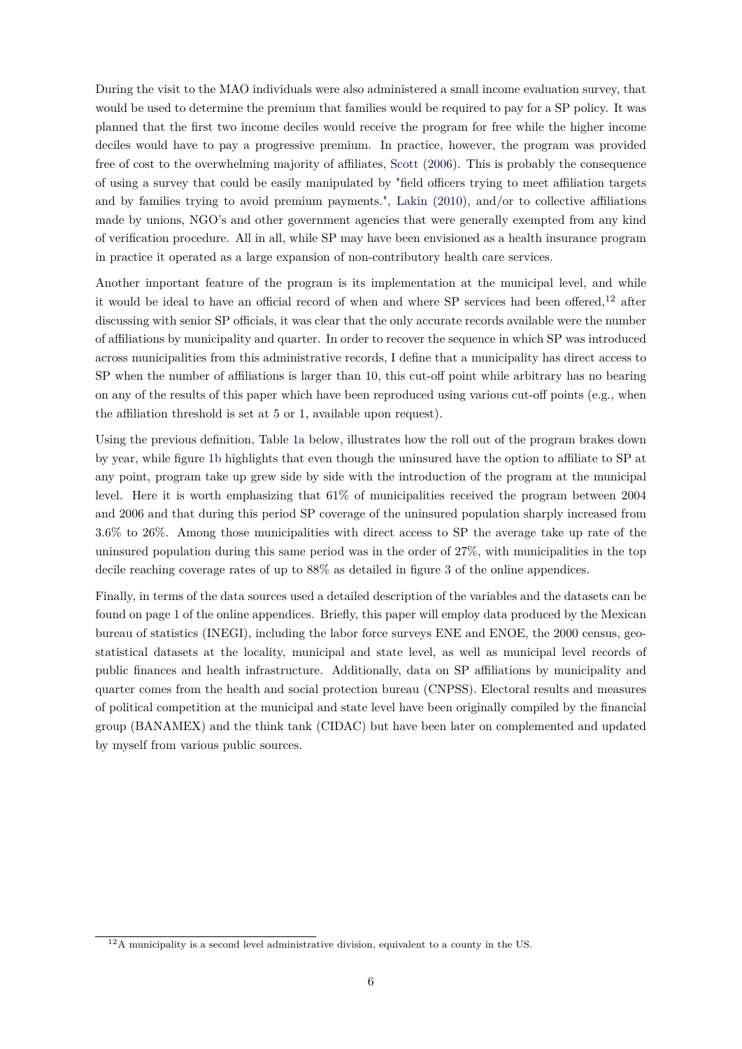During the visit to the MAO individuals were also administered a small income evaluation survey, that would be used to determine the premium that families would be required to pay for a SP policy. It was planned that the first two income deciles would receive the program for free while the higher income deciles would have to pay a progressive premium. In practice, however, the program was provided free of cost to the overwhelming majority of affiliates, Scott (2006). This is probably the consequence of using a survey that could be easily manipulated by "field officers trying to meet affiliation targets and by families trying to avoid premium payments.", Lakin (2010), and/or to collective affiliations made by unions, NGO's and other government agencies that were generally exempted from any kind of verification procedure. All in all, while SP may have been envisioned as a health insurance program in practice it operated as a large expansion of non-contributory health care services.

Another important feature of the program is its implementation at the municipal level, and while it would be ideal to have an official record of when and where SP services had been offered,[12] after discussing with senior SP officials, it was clear that the only accurate records available were the number of affiliations by municipality and quarter. In order to recover the sequence in which SP was introduced across municipalities from this administrative records, I define that a municipality has direct access to SP when the number of affiliations is larger than 10, this cut-off point while arbitrary has no bearing on any of the results of this paper which have been reproduced using various cut-off points (e.g., when the affiliation threshold is set at 5 or 1, available upon request).

Using the previous definition, Table 1a below, illustrates how the roll out of the program brakes down by year, while figure 1b highlights that even though the uninsured have the option to affiliate to SP at any point, program take up grew side by side with the introduction of the program at the municipal level. Here it is worth emphasizing that 61% of municipalities received the program between 2004 and 2006 and that during this period SP coverage of the uninsured population sharply increased from 3.6% to 26%. Among those municipalities with direct access to SP the average take up rate of the uninsured population during this same period was in the order of 27%, with municipalities in the top decile reaching coverage rates of up to 88% as detailed in figure 3 of the online appendices.

Finally, in terms of the data sources used a detailed description of the variables and the datasets can be found on page 1 of the online appendices. Briefly, this paper will employ data produced by the Mexican bureau of statistics (INEGI), including the labor force surveys ENE and ENOE, the 2000 census, geo-statistical datasets at the locality, municipal and state level, as well as municipal level records of public finances and health infrastructure. Additionally, data on SP affiliations by municipality and quarter comes from the health and social protection bureau (CNPSS). Electoral results and measures of political competition at the municipal and state level have been originally compiled by the financial group (BANAMEX) and the think tank (CIDAC) but have been later on complemented and updated by myself from various public sources.

[12] A municipality is a second level administrative division, equivalent to a county in the US.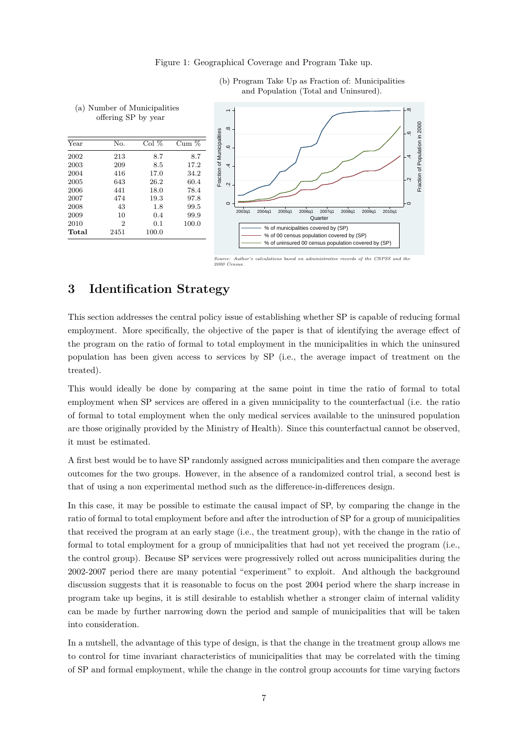Figure 1: Geographical Coverage and Program Take up.

(a) Number of Municipalities offering SP by year

| Year | No. | Col % | Cum % |
|---|---|---|---|
| 2002 | 213 | 8.7 | 8.7 |
| 2003 | 209 | 8.5 | 17.2 |
| 2004 | 416 | 17.0 | 34.2 |
| 2005 | 643 | 26.2 | 60.4 |
| 2006 | 441 | 18.0 | 78.4 |
| 2007 | 474 | 19.3 | 97.8 |
| 2008 | 43 | 1.8 | 99.5 |
| 2009 | 10 | 0.4 | 99.9 |
| 2010 | 2 | 0.1 | 100.0 |
| **Total** | 2451 | 100.0 | |

(b) Program Take Up as Fraction of: Municipalities and Population (Total and Uninsured).

*Source: Author's calculations based on administrative records of the CNPSS and the 2000 Census.*

# 3 Identification Strategy

This section addresses the central policy issue of establishing whether SP is capable of reducing formal employment. More specifically, the objective of the paper is that of identifying the average effect of the program on the ratio of formal to total employment in the municipalities in which the uninsured population has been given access to services by SP (i.e., the average impact of treatment on the treated).

This would ideally be done by comparing at the same point in time the ratio of formal to total employment when SP services are offered in a given municipality to the counterfactual (i.e. the ratio of formal to total employment when the only medical services available to the uninsured population are those originally provided by the Ministry of Health). Since this counterfactual cannot be observed, it must be estimated.

A first best would be to have SP randomly assigned across municipalities and then compare the average outcomes for the two groups. However, in the absence of a randomized control trial, a second best is that of using a non experimental method such as the difference-in-differences design.

In this case, it may be possible to estimate the causal impact of SP, by comparing the change in the ratio of formal to total employment before and after the introduction of SP for a group of municipalities that received the program at an early stage (i.e., the treatment group), with the change in the ratio of formal to total employment for a group of municipalities that had not yet received the program (i.e., the control group). Because SP services were progressively rolled out across municipalities during the 2002-2007 period there are many potential "experiment" to exploit. And although the background discussion suggests that it is reasonable to focus on the post 2004 period where the sharp increase in program take up begins, it is still desirable to establish whether a stronger claim of internal validity can be made by further narrowing down the period and sample of municipalities that will be taken into consideration.

In a nutshell, the advantage of this type of design, is that the change in the treatment group allows me to control for time invariant characteristics of municipalities that may be correlated with the timing of SP and formal employment, while the change in the control group accounts for time varying factors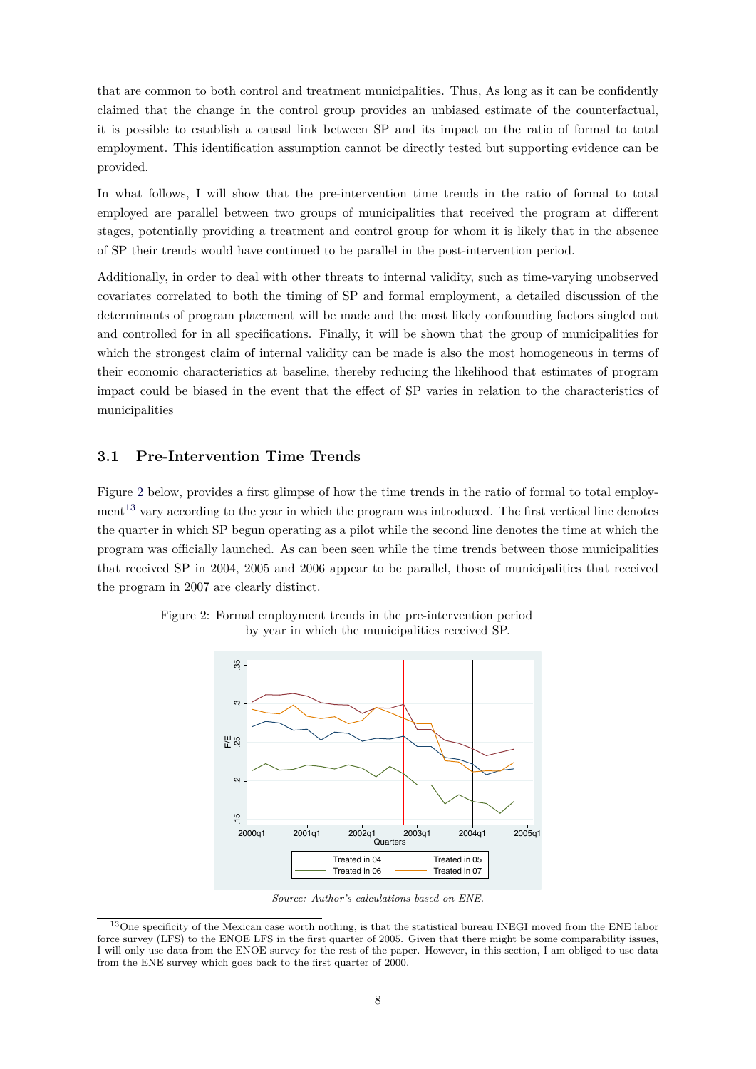that are common to both control and treatment municipalities. Thus, As long as it can be confidently claimed that the change in the control group provides an unbiased estimate of the counterfactual, it is possible to establish a causal link between SP and its impact on the ratio of formal to total employment. This identification assumption cannot be directly tested but supporting evidence can be provided.

In what follows, I will show that the pre-intervention time trends in the ratio of formal to total employed are parallel between two groups of municipalities that received the program at different stages, potentially providing a treatment and control group for whom it is likely that in the absence of SP their trends would have continued to be parallel in the post-intervention period.

Additionally, in order to deal with other threats to internal validity, such as time-varying unobserved covariates correlated to both the timing of SP and formal employment, a detailed discussion of the determinants of program placement will be made and the most likely confounding factors singled out and controlled for in all specifications. Finally, it will be shown that the group of municipalities for which the strongest claim of internal validity can be made is also the most homogeneous in terms of their economic characteristics at baseline, thereby reducing the likelihood that estimates of program impact could be biased in the event that the effect of SP varies in relation to the characteristics of municipalities

## 3.1 Pre-Intervention Time Trends

Figure 2 below, provides a first glimpse of how the time trends in the ratio of formal to total employment[13] vary according to the year in which the program was introduced. The first vertical line denotes the quarter in which SP begun operating as a pilot while the second line denotes the time at which the program was officially launched. As can been seen while the time trends between those municipalities that received SP in 2004, 2005 and 2006 appear to be parallel, those of municipalities that received the program in 2007 are clearly distinct.

Figure 2: Formal employment trends in the pre-intervention period by year in which the municipalities received SP.

*Source: Author's calculations based on ENE.*

[13] One specificity of the Mexican case worth nothing, is that the statistical bureau INEGI moved from the ENE labor force survey (LFS) to the ENOE LFS in the first quarter of 2005. Given that there might be some comparability issues, I will only use data from the ENOE survey for the rest of the paper. However, in this section, I am obliged to use data from the ENE survey which goes back to the first quarter of 2000.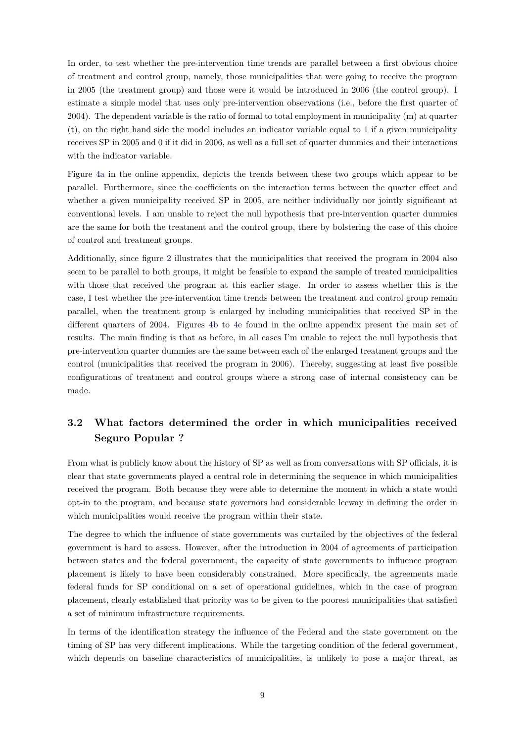In order, to test whether the pre-intervention time trends are parallel between a first obvious choice of treatment and control group, namely, those municipalities that were going to receive the program in 2005 (the treatment group) and those were it would be introduced in 2006 (the control group). I estimate a simple model that uses only pre-intervention observations (i.e., before the first quarter of 2004). The dependent variable is the ratio of formal to total employment in municipality (m) at quarter (t), on the right hand side the model includes an indicator variable equal to 1 if a given municipality receives SP in 2005 and 0 if it did in 2006, as well as a full set of quarter dummies and their interactions with the indicator variable.

Figure 4a in the online appendix, depicts the trends between these two groups which appear to be parallel. Furthermore, since the coefficients on the interaction terms between the quarter effect and whether a given municipality received SP in 2005, are neither individually nor jointly significant at conventional levels. I am unable to reject the null hypothesis that pre-intervention quarter dummies are the same for both the treatment and the control group, there by bolstering the case of this choice of control and treatment groups.

Additionally, since figure 2 illustrates that the municipalities that received the program in 2004 also seem to be parallel to both groups, it might be feasible to expand the sample of treated municipalities with those that received the program at this earlier stage. In order to assess whether this is the case, I test whether the pre-intervention time trends between the treatment and control group remain parallel, when the treatment group is enlarged by including municipalities that received SP in the different quarters of 2004. Figures 4b to 4e found in the online appendix present the main set of results. The main finding is that as before, in all cases I'm unable to reject the null hypothesis that pre-intervention quarter dummies are the same between each of the enlarged treatment groups and the control (municipalities that received the program in 2006). Thereby, suggesting at least five possible configurations of treatment and control groups where a strong case of internal consistency can be made.

## 3.2 What factors determined the order in which municipalities received Seguro Popular ?

From what is publicly know about the history of SP as well as from conversations with SP officials, it is clear that state governments played a central role in determining the sequence in which municipalities received the program. Both because they were able to determine the moment in which a state would opt-in to the program, and because state governors had considerable leeway in defining the order in which municipalities would receive the program within their state.

The degree to which the influence of state governments was curtailed by the objectives of the federal government is hard to assess. However, after the introduction in 2004 of agreements of participation between states and the federal government, the capacity of state governments to influence program placement is likely to have been considerably constrained. More specifically, the agreements made federal funds for SP conditional on a set of operational guidelines, which in the case of program placement, clearly established that priority was to be given to the poorest municipalities that satisfied a set of minimum infrastructure requirements.

In terms of the identification strategy the influence of the Federal and the state government on the timing of SP has very different implications. While the targeting condition of the federal government, which depends on baseline characteristics of municipalities, is unlikely to pose a major threat, as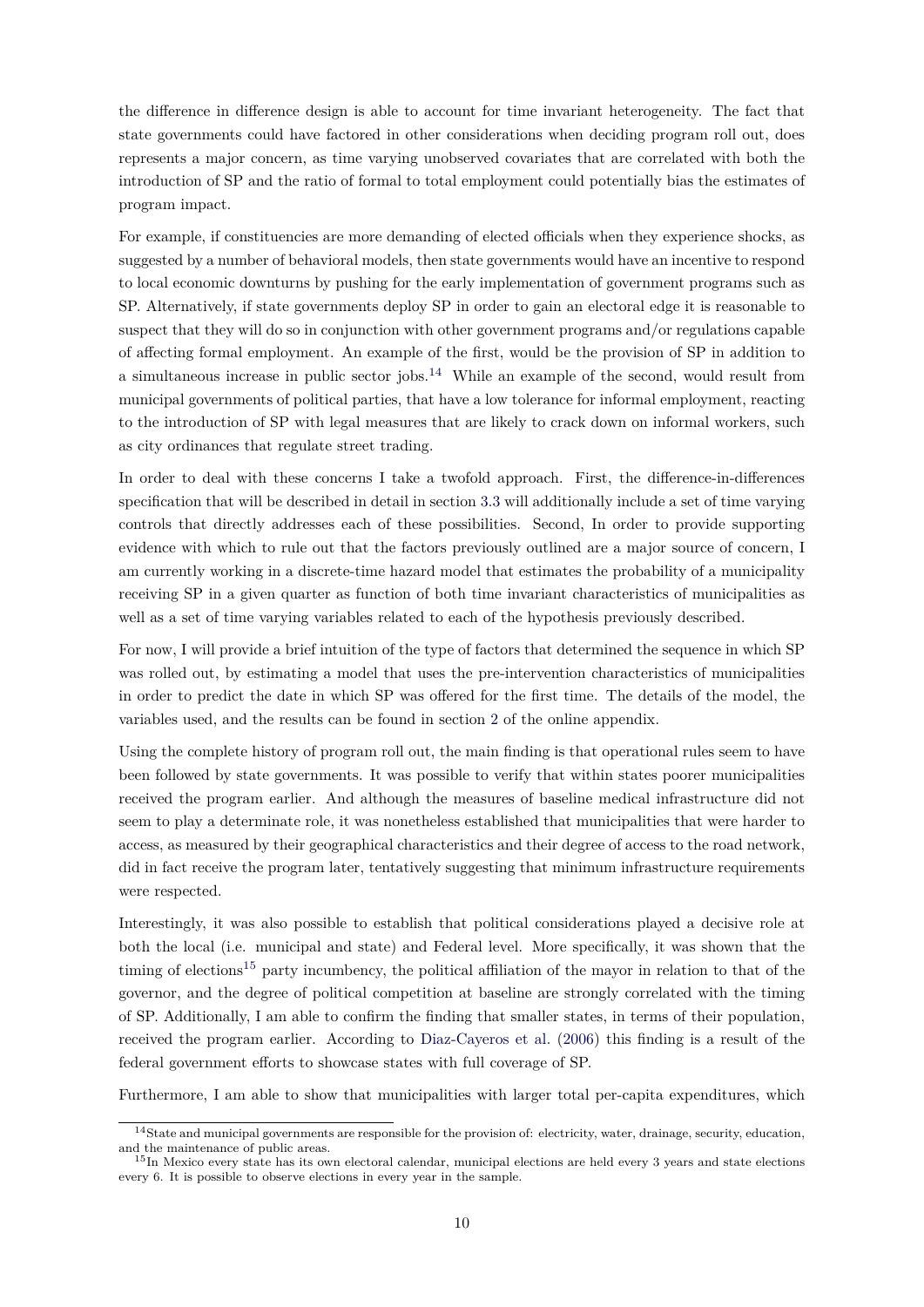the difference in difference design is able to account for time invariant heterogeneity. The fact that state governments could have factored in other considerations when deciding program roll out, does represents a major concern, as time varying unobserved covariates that are correlated with both the introduction of SP and the ratio of formal to total employment could potentially bias the estimates of program impact.

For example, if constituencies are more demanding of elected officials when they experience shocks, as suggested by a number of behavioral models, then state governments would have an incentive to respond to local economic downturns by pushing for the early implementation of government programs such as SP. Alternatively, if state governments deploy SP in order to gain an electoral edge it is reasonable to suspect that they will do so in conjunction with other government programs and/or regulations capable of affecting formal employment. An example of the first, would be the provision of SP in addition to a simultaneous increase in public sector jobs.[14] While an example of the second, would result from municipal governments of political parties, that have a low tolerance for informal employment, reacting to the introduction of SP with legal measures that are likely to crack down on informal workers, such as city ordinances that regulate street trading.

In order to deal with these concerns I take a twofold approach. First, the difference-in-differences specification that will be described in detail in section 3.3 will additionally include a set of time varying controls that directly addresses each of these possibilities. Second, In order to provide supporting evidence with which to rule out that the factors previously outlined are a major source of concern, I am currently working in a discrete-time hazard model that estimates the probability of a municipality receiving SP in a given quarter as function of both time invariant characteristics of municipalities as well as a set of time varying variables related to each of the hypothesis previously described.

For now, I will provide a brief intuition of the type of factors that determined the sequence in which SP was rolled out, by estimating a model that uses the pre-intervention characteristics of municipalities in order to predict the date in which SP was offered for the first time. The details of the model, the variables used, and the results can be found in section 2 of the online appendix.

Using the complete history of program roll out, the main finding is that operational rules seem to have been followed by state governments. It was possible to verify that within states poorer municipalities received the program earlier. And although the measures of baseline medical infrastructure did not seem to play a determinate role, it was nonetheless established that municipalities that were harder to access, as measured by their geographical characteristics and their degree of access to the road network, did in fact receive the program later, tentatively suggesting that minimum infrastructure requirements were respected.

Interestingly, it was also possible to establish that political considerations played a decisive role at both the local (i.e. municipal and state) and Federal level. More specifically, it was shown that the timing of elections[15] party incumbency, the political affiliation of the mayor in relation to that of the governor, and the degree of political competition at baseline are strongly correlated with the timing of SP. Additionally, I am able to confirm the finding that smaller states, in terms of their population, received the program earlier. According to Diaz-Cayeros et al. (2006) this finding is a result of the federal government efforts to showcase states with full coverage of SP.

Furthermore, I am able to show that municipalities with larger total per-capita expenditures, which

---

[14] State and municipal governments are responsible for the provision of: electricity, water, drainage, security, education, and the maintenance of public areas.

[15] In Mexico every state has its own electoral calendar, municipal elections are held every 3 years and state elections every 6. It is possible to observe elections in every year in the sample.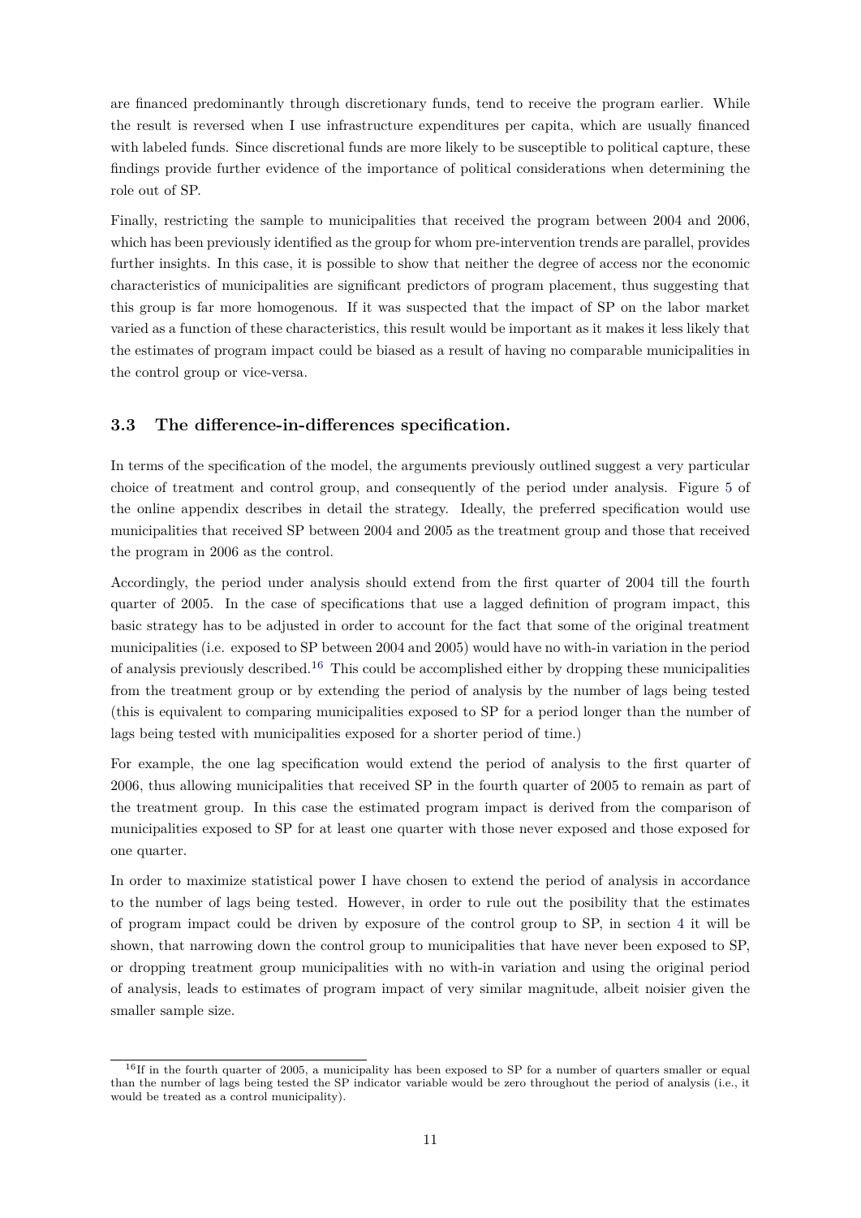are financed predominantly through discretionary funds, tend to receive the program earlier. While the result is reversed when I use infrastructure expenditures per capita, which are usually financed with labeled funds. Since discretional funds are more likely to be susceptible to political capture, these findings provide further evidence of the importance of political considerations when determining the role out of SP.

Finally, restricting the sample to municipalities that received the program between 2004 and 2006, which has been previously identified as the group for whom pre-intervention trends are parallel, provides further insights. In this case, it is possible to show that neither the degree of access nor the economic characteristics of municipalities are significant predictors of program placement, thus suggesting that this group is far more homogenous. If it was suspected that the impact of SP on the labor market varied as a function of these characteristics, this result would be important as it makes it less likely that the estimates of program impact could be biased as a result of having no comparable municipalities in the control group or vice-versa.

### 3.3 The difference-in-differences specification.

In terms of the specification of the model, the arguments previously outlined suggest a very particular choice of treatment and control group, and consequently of the period under analysis. Figure 5 of the online appendix describes in detail the strategy. Ideally, the preferred specification would use municipalities that received SP between 2004 and 2005 as the treatment group and those that received the program in 2006 as the control.

Accordingly, the period under analysis should extend from the first quarter of 2004 till the fourth quarter of 2005. In the case of specifications that use a lagged definition of program impact, this basic strategy has to be adjusted in order to account for the fact that some of the original treatment municipalities (i.e. exposed to SP between 2004 and 2005) would have no with-in variation in the period of analysis previously described.[16] This could be accomplished either by dropping these municipalities from the treatment group or by extending the period of analysis by the number of lags being tested (this is equivalent to comparing municipalities exposed to SP for a period longer than the number of lags being tested with municipalities exposed for a shorter period of time.)

For example, the one lag specification would extend the period of analysis to the first quarter of 2006, thus allowing municipalities that received SP in the fourth quarter of 2005 to remain as part of the treatment group. In this case the estimated program impact is derived from the comparison of municipalities exposed to SP for at least one quarter with those never exposed and those exposed for one quarter.

In order to maximize statistical power I have chosen to extend the period of analysis in accordance to the number of lags being tested. However, in order to rule out the posibility that the estimates of program impact could be driven by exposure of the control group to SP, in section 4 it will be shown, that narrowing down the control group to municipalities that have never been exposed to SP, or dropping treatment group municipalities with no with-in variation and using the original period of analysis, leads to estimates of program impact of very similar magnitude, albeit noisier given the smaller sample size.

[16] If in the fourth quarter of 2005, a municipality has been exposed to SP for a number of quarters smaller or equal than the number of lags being tested the SP indicator variable would be zero throughout the period of analysis (i.e., it would be treated as a control municipality).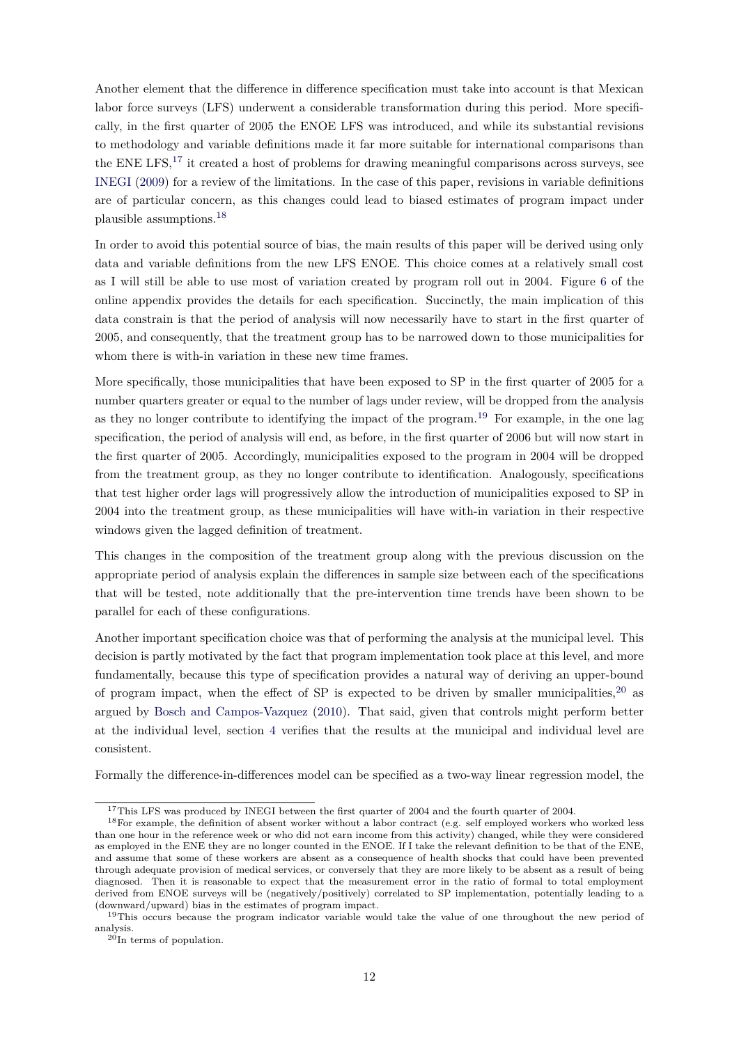Another element that the difference in difference specification must take into account is that Mexican labor force surveys (LFS) underwent a considerable transformation during this period. More specifically, in the first quarter of 2005 the ENOE LFS was introduced, and while its substantial revisions to methodology and variable definitions made it far more suitable for international comparisons than the ENE LFS,[17] it created a host of problems for drawing meaningful comparisons across surveys, see INEGI (2009) for a review of the limitations. In the case of this paper, revisions in variable definitions are of particular concern, as this changes could lead to biased estimates of program impact under plausible assumptions.[18]

In order to avoid this potential source of bias, the main results of this paper will be derived using only data and variable definitions from the new LFS ENOE. This choice comes at a relatively small cost as I will still be able to use most of variation created by program roll out in 2004. Figure 6 of the online appendix provides the details for each specification. Succinctly, the main implication of this data constrain is that the period of analysis will now necessarily have to start in the first quarter of 2005, and consequently, that the treatment group has to be narrowed down to those municipalities for whom there is with-in variation in these new time frames.

More specifically, those municipalities that have been exposed to SP in the first quarter of 2005 for a number quarters greater or equal to the number of lags under review, will be dropped from the analysis as they no longer contribute to identifying the impact of the program.[19] For example, in the one lag specification, the period of analysis will end, as before, in the first quarter of 2006 but will now start in the first quarter of 2005. Accordingly, municipalities exposed to the program in 2004 will be dropped from the treatment group, as they no longer contribute to identification. Analogously, specifications that test higher order lags will progressively allow the introduction of municipalities exposed to SP in 2004 into the treatment group, as these municipalities will have with-in variation in their respective windows given the lagged definition of treatment.

This changes in the composition of the treatment group along with the previous discussion on the appropriate period of analysis explain the differences in sample size between each of the specifications that will be tested, note additionally that the pre-intervention time trends have been shown to be parallel for each of these configurations.

Another important specification choice was that of performing the analysis at the municipal level. This decision is partly motivated by the fact that program implementation took place at this level, and more fundamentally, because this type of specification provides a natural way of deriving an upper-bound of program impact, when the effect of SP is expected to be driven by smaller municipalities,[20] as argued by Bosch and Campos-Vazquez (2010). That said, given that controls might perform better at the individual level, section 4 verifies that the results at the municipal and individual level are consistent.

Formally the difference-in-differences model can be specified as a two-way linear regression model, the

---

[17] This LFS was produced by INEGI between the first quarter of 2004 and the fourth quarter of 2004.

[18] For example, the definition of absent worker without a labor contract (e.g. self employed workers who worked less than one hour in the reference week or who did not earn income from this activity) changed, while they were considered as employed in the ENE they are no longer counted in the ENOE. If I take the relevant definition to be that of the ENE, and assume that some of these workers are absent as a consequence of health shocks that could have been prevented through adequate provision of medical services, or conversely that they are more likely to be absent as a result of being diagnosed. Then it is reasonable to expect that the measurement error in the ratio of formal to total employment derived from ENOE surveys will be (negatively/positively) correlated to SP implementation, potentially leading to a (downward/upward) bias in the estimates of program impact.

[19] This occurs because the program indicator variable would take the value of one throughout the new period of analysis.

[20] In terms of population.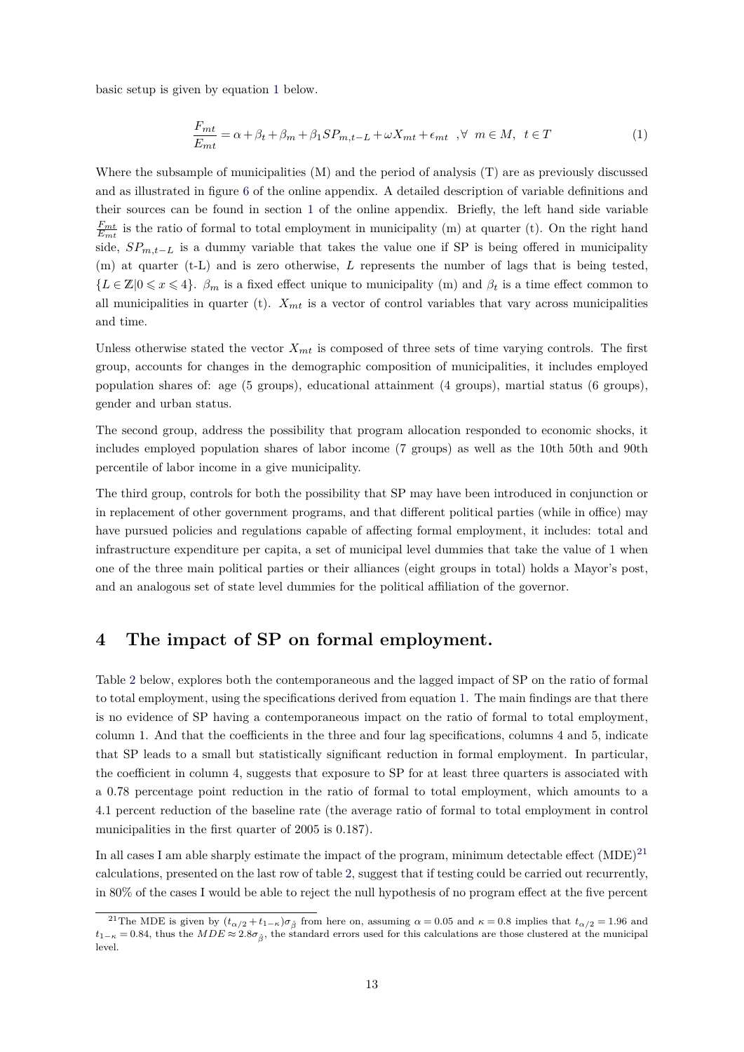basic setup is given by equation 1 below.

$$\frac{F_{mt}}{E_{mt}} = \alpha + \beta_t + \beta_m + \beta_1 SP_{m,t-L} + \omega X_{mt} + \epsilon_{mt} \quad ,\forall \ \ m \in M, \ \ t \in T \tag{1}$$

Where the subsample of municipalities (M) and the period of analysis (T) are as previously discussed and as illustrated in figure 6 of the online appendix. A detailed description of variable definitions and their sources can be found in section 1 of the online appendix. Briefly, the left hand side variable $\frac{F_{mt}}{E_{mt}}$ is the ratio of formal to total employment in municipality (m) at quarter (t). On the right hand side, $SP_{m,t-L}$ is a dummy variable that takes the value one if SP is being offered in municipality (m) at quarter (t-L) and is zero otherwise, $L$ represents the number of lags that is being tested, $\{L \in \mathbb{Z} | 0 \leqslant x \leqslant 4\}$. $\beta_m$ is a fixed effect unique to municipality (m) and $\beta_t$ is a time effect common to all municipalities in quarter (t). $X_{mt}$ is a vector of control variables that vary across municipalities and time.

Unless otherwise stated the vector $X_{mt}$ is composed of three sets of time varying controls. The first group, accounts for changes in the demographic composition of municipalities, it includes employed population shares of: age (5 groups), educational attainment (4 groups), martial status (6 groups), gender and urban status.

The second group, address the possibility that program allocation responded to economic shocks, it includes employed population shares of labor income (7 groups) as well as the 10th 50th and 90th percentile of labor income in a give municipality.

The third group, controls for both the possibility that SP may have been introduced in conjunction or in replacement of other government programs, and that different political parties (while in office) may have pursued policies and regulations capable of affecting formal employment, it includes: total and infrastructure expenditure per capita, a set of municipal level dummies that take the value of 1 when one of the three main political parties or their alliances (eight groups in total) holds a Mayor's post, and an analogous set of state level dummies for the political affiliation of the governor.

## 4 The impact of SP on formal employment.

Table 2 below, explores both the contemporaneous and the lagged impact of SP on the ratio of formal to total employment, using the specifications derived from equation 1. The main findings are that there is no evidence of SP having a contemporaneous impact on the ratio of formal to total employment, column 1. And that the coefficients in the three and four lag specifications, columns 4 and 5, indicate that SP leads to a small but statistically significant reduction in formal employment. In particular, the coefficient in column 4, suggests that exposure to SP for at least three quarters is associated with a 0.78 percentage point reduction in the ratio of formal to total employment, which amounts to a 4.1 percent reduction of the baseline rate (the average ratio of formal to total employment in control municipalities in the first quarter of 2005 is 0.187).

In all cases I am able sharply estimate the impact of the program, minimum detectable effect (MDE)[21] calculations, presented on the last row of table 2, suggest that if testing could be carried out recurrently, in 80% of the cases I would be able to reject the null hypothesis of no program effect at the five percent

[21] The MDE is given by $(t_{\alpha/2} + t_{1-\kappa})\sigma_{\hat{\beta}}$ from here on, assuming $\alpha = 0.05$ and $\kappa = 0.8$ implies that $t_{\alpha/2} = 1.96$ and $t_{1-\kappa} = 0.84$, thus the $MDE \approx 2.8\sigma_{\hat{\beta}}$, the standard errors used for this calculations are those clustered at the municipal level.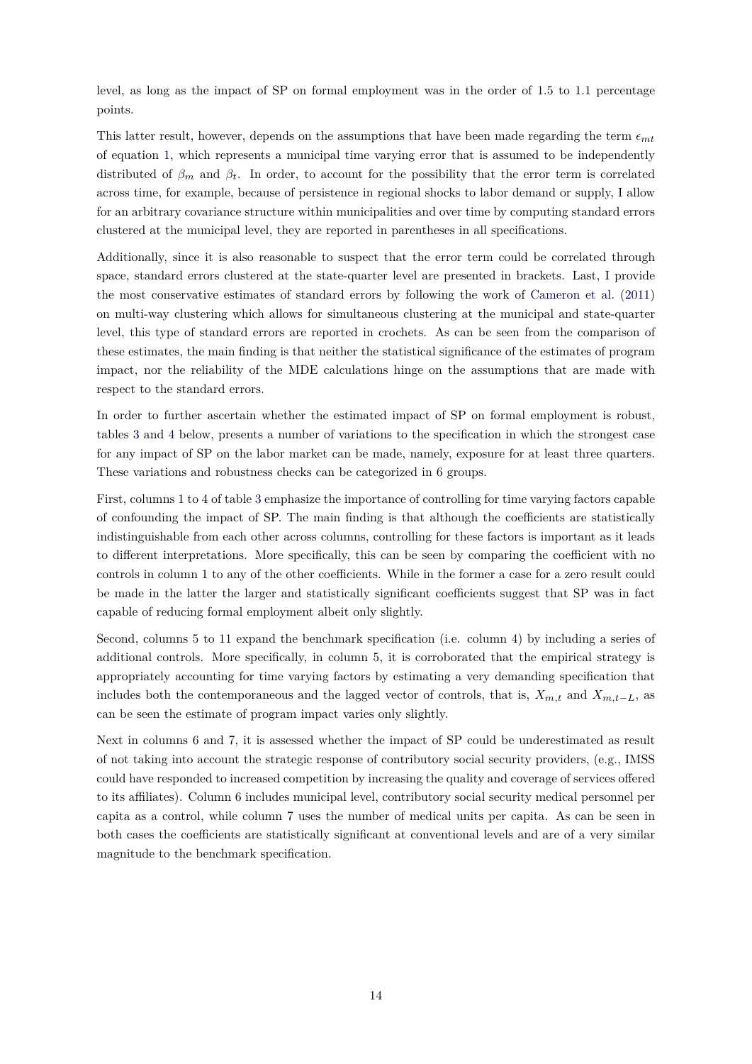level, as long as the impact of SP on formal employment was in the order of 1.5 to 1.1 percentage points.

This latter result, however, depends on the assumptions that have been made regarding the term $\epsilon_{mt}$ of equation 1, which represents a municipal time varying error that is assumed to be independently distributed of $\beta_m$ and $\beta_t$. In order, to account for the possibility that the error term is correlated across time, for example, because of persistence in regional shocks to labor demand or supply, I allow for an arbitrary covariance structure within municipalities and over time by computing standard errors clustered at the municipal level, they are reported in parentheses in all specifications.

Additionally, since it is also reasonable to suspect that the error term could be correlated through space, standard errors clustered at the state-quarter level are presented in brackets. Last, I provide the most conservative estimates of standard errors by following the work of Cameron et al. (2011) on multi-way clustering which allows for simultaneous clustering at the municipal and state-quarter level, this type of standard errors are reported in crochets. As can be seen from the comparison of these estimates, the main finding is that neither the statistical significance of the estimates of program impact, nor the reliability of the MDE calculations hinge on the assumptions that are made with respect to the standard errors.

In order to further ascertain whether the estimated impact of SP on formal employment is robust, tables 3 and 4 below, presents a number of variations to the specification in which the strongest case for any impact of SP on the labor market can be made, namely, exposure for at least three quarters. These variations and robustness checks can be categorized in 6 groups.

First, columns 1 to 4 of table 3 emphasize the importance of controlling for time varying factors capable of confounding the impact of SP. The main finding is that although the coefficients are statistically indistinguishable from each other across columns, controlling for these factors is important as it leads to different interpretations. More specifically, this can be seen by comparing the coefficient with no controls in column 1 to any of the other coefficients. While in the former a case for a zero result could be made in the latter the larger and statistically significant coefficients suggest that SP was in fact capable of reducing formal employment albeit only slightly.

Second, columns 5 to 11 expand the benchmark specification (i.e. column 4) by including a series of additional controls. More specifically, in column 5, it is corroborated that the empirical strategy is appropriately accounting for time varying factors by estimating a very demanding specification that includes both the contemporaneous and the lagged vector of controls, that is, $X_{m,t}$ and $X_{m,t-L}$, as can be seen the estimate of program impact varies only slightly.

Next in columns 6 and 7, it is assessed whether the impact of SP could be underestimated as result of not taking into account the strategic response of contributory social security providers, (e.g., IMSS could have responded to increased competition by increasing the quality and coverage of services offered to its affiliates). Column 6 includes municipal level, contributory social security medical personnel per capita as a control, while column 7 uses the number of medical units per capita. As can be seen in both cases the coefficients are statistically significant at conventional levels and are of a very similar magnitude to the benchmark specification.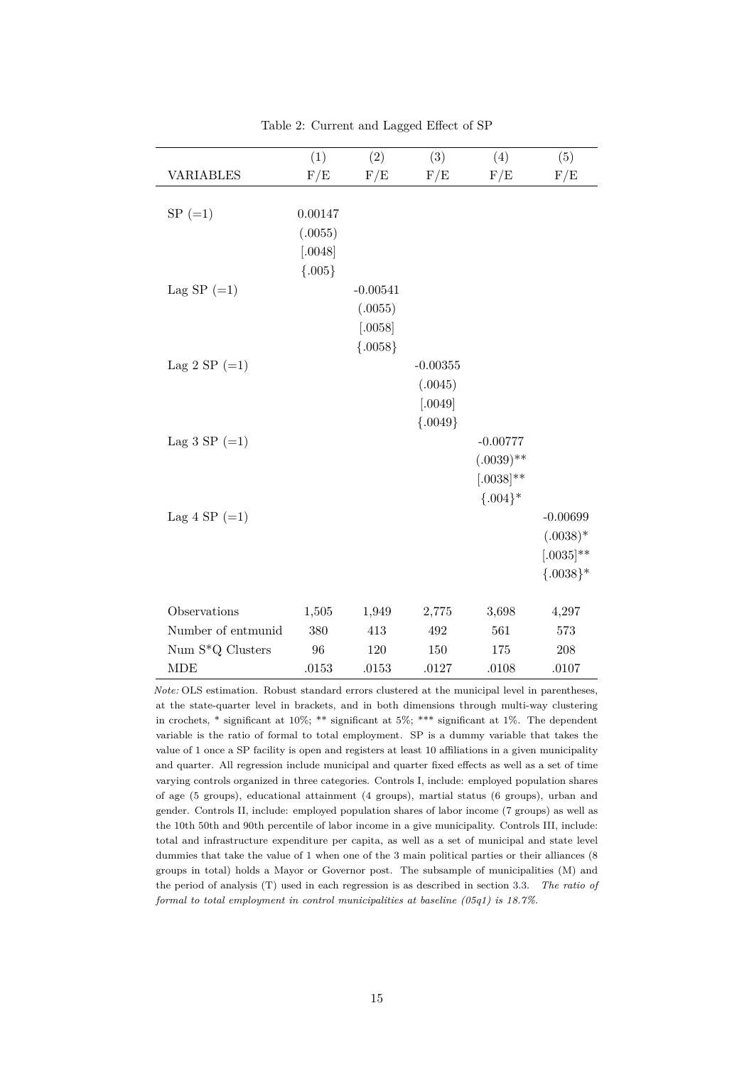Table 2: Current and Lagged Effect of SP

| VARIABLES | (1) F/E | (2) F/E | (3) F/E | (4) F/E | (5) F/E |
|---|---|---|---|---|---|
| SP (=1) | 0.00147 | | | | |
| | (.0055) | | | | |
| | [.0048] | | | | |
| | {.005} | | | | |
| Lag SP (=1) | | -0.00541 | | | |
| | | (.0055) | | | |
| | | [.0058] | | | |
| | | {.0058} | | | |
| Lag 2 SP (=1) | | | -0.00355 | | |
| | | | (.0045) | | |
| | | | [.0049] | | |
| | | | {.0049} | | |
| Lag 3 SP (=1) | | | | -0.00777 | |
| | | | | (.0039)** | |
| | | | | [.0038]** | |
| | | | | {.004}* | |
| Lag 4 SP (=1) | | | | | -0.00699 |
| | | | | | (.0038)* |
| | | | | | [.0035]** |
| | | | | | {.0038}* |
| Observations | 1,505 | 1,949 | 2,775 | 3,698 | 4,297 |
| Number of entmunid | 380 | 413 | 492 | 561 | 573 |
| Num S*Q Clusters | 96 | 120 | 150 | 175 | 208 |
| MDE | .0153 | .0153 | .0127 | .0108 | .0107 |

*Note:* OLS estimation. Robust standard errors clustered at the municipal level in parentheses, at the state-quarter level in brackets, and in both dimensions through multi-way clustering in crochets, * significant at 10%; ** significant at 5%; *** significant at 1%. The dependent variable is the ratio of formal to total employment. SP is a dummy variable that takes the value of 1 once a SP facility is open and registers at least 10 affiliations in a given municipality and quarter. All regression include municipal and quarter fixed effects as well as a set of time varying controls organized in three categories. Controls I, include: employed population shares of age (5 groups), educational attainment (4 groups), martial status (6 groups), urban and gender. Controls II, include: employed population shares of labor income (7 groups) as well as the 10th 50th and 90th percentile of labor income in a give municipality. Controls III, include: total and infrastructure expenditure per capita, as well as a set of municipal and state level dummies that take the value of 1 when one of the 3 main political parties or their alliances (8 groups in total) holds a Mayor or Governor post. The subsample of municipalities (M) and the period of analysis (T) used in each regression is as described in section 3.3. *The ratio of formal to total employment in control municipalities at baseline (05q1) is 18.7%.*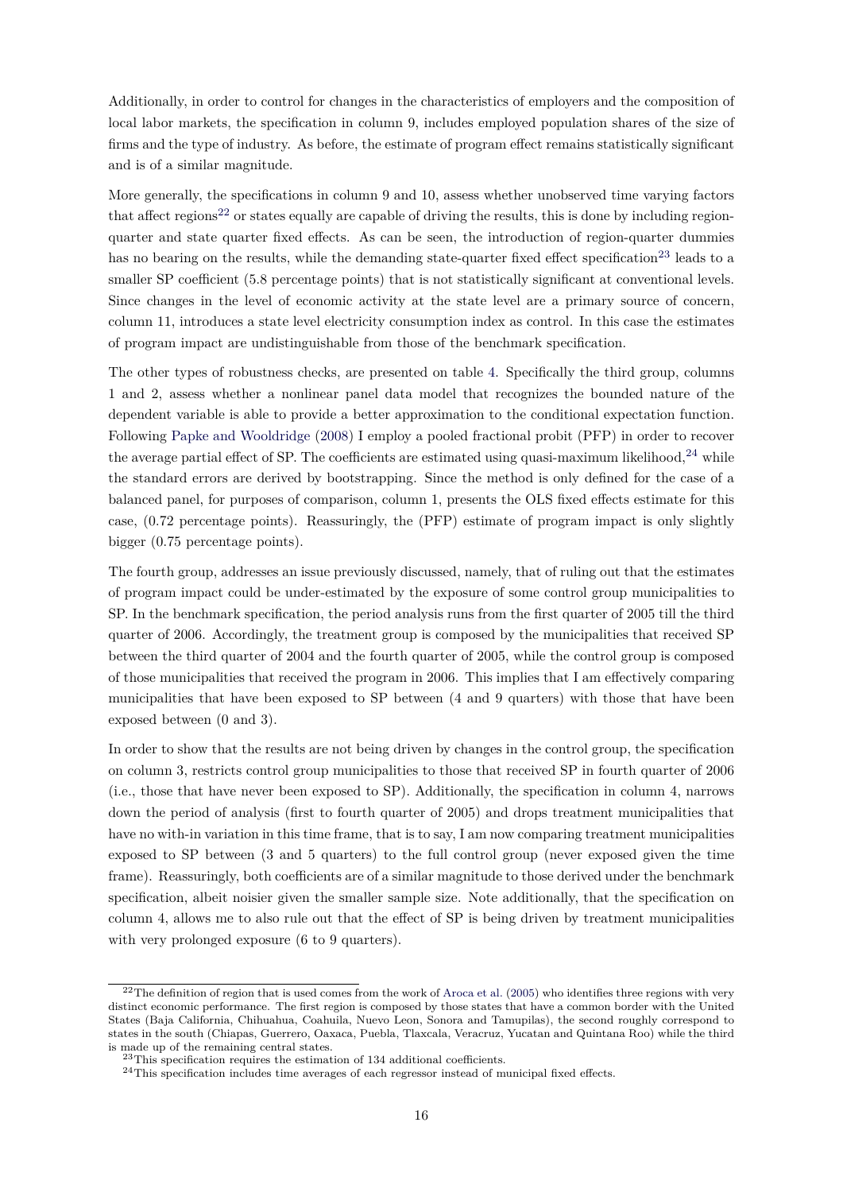Additionally, in order to control for changes in the characteristics of employers and the composition of local labor markets, the specification in column 9, includes employed population shares of the size of firms and the type of industry. As before, the estimate of program effect remains statistically significant and is of a similar magnitude.

More generally, the specifications in column 9 and 10, assess whether unobserved time varying factors that affect regions[22] or states equally are capable of driving the results, this is done by including region-quarter and state quarter fixed effects. As can be seen, the introduction of region-quarter dummies has no bearing on the results, while the demanding state-quarter fixed effect specification[23] leads to a smaller SP coefficient (5.8 percentage points) that is not statistically significant at conventional levels. Since changes in the level of economic activity at the state level are a primary source of concern, column 11, introduces a state level electricity consumption index as control. In this case the estimates of program impact are undistinguishable from those of the benchmark specification.

The other types of robustness checks, are presented on table 4. Specifically the third group, columns 1 and 2, assess whether a nonlinear panel data model that recognizes the bounded nature of the dependent variable is able to provide a better approximation to the conditional expectation function. Following Papke and Wooldridge (2008) I employ a pooled fractional probit (PFP) in order to recover the average partial effect of SP. The coefficients are estimated using quasi-maximum likelihood,[24] while the standard errors are derived by bootstrapping. Since the method is only defined for the case of a balanced panel, for purposes of comparison, column 1, presents the OLS fixed effects estimate for this case, (0.72 percentage points). Reassuringly, the (PFP) estimate of program impact is only slightly bigger (0.75 percentage points).

The fourth group, addresses an issue previously discussed, namely, that of ruling out that the estimates of program impact could be under-estimated by the exposure of some control group municipalities to SP. In the benchmark specification, the period analysis runs from the first quarter of 2005 till the third quarter of 2006. Accordingly, the treatment group is composed by the municipalities that received SP between the third quarter of 2004 and the fourth quarter of 2005, while the control group is composed of those municipalities that received the program in 2006. This implies that I am effectively comparing municipalities that have been exposed to SP between (4 and 9 quarters) with those that have been exposed between (0 and 3).

In order to show that the results are not being driven by changes in the control group, the specification on column 3, restricts control group municipalities to those that received SP in fourth quarter of 2006 (i.e., those that have never been exposed to SP). Additionally, the specification in column 4, narrows down the period of analysis (first to fourth quarter of 2005) and drops treatment municipalities that have no with-in variation in this time frame, that is to say, I am now comparing treatment municipalities exposed to SP between (3 and 5 quarters) to the full control group (never exposed given the time frame). Reassuringly, both coefficients are of a similar magnitude to those derived under the benchmark specification, albeit noisier given the smaller sample size. Note additionally, that the specification on column 4, allows me to also rule out that the effect of SP is being driven by treatment municipalities with very prolonged exposure (6 to 9 quarters).

[22] The definition of region that is used comes from the work of Aroca et al. (2005) who identifies three regions with very distinct economic performance. The first region is composed by those states that have a common border with the United States (Baja California, Chihuahua, Coahuila, Nuevo Leon, Sonora and Tamupilas), the second roughly correspond to states in the south (Chiapas, Guerrero, Oaxaca, Puebla, Tlaxcala, Veracruz, Yucatan and Quintana Roo) while the third is made up of the remaining central states.

[23] This specification requires the estimation of 134 additional coefficients.

[24] This specification includes time averages of each regressor instead of municipal fixed effects.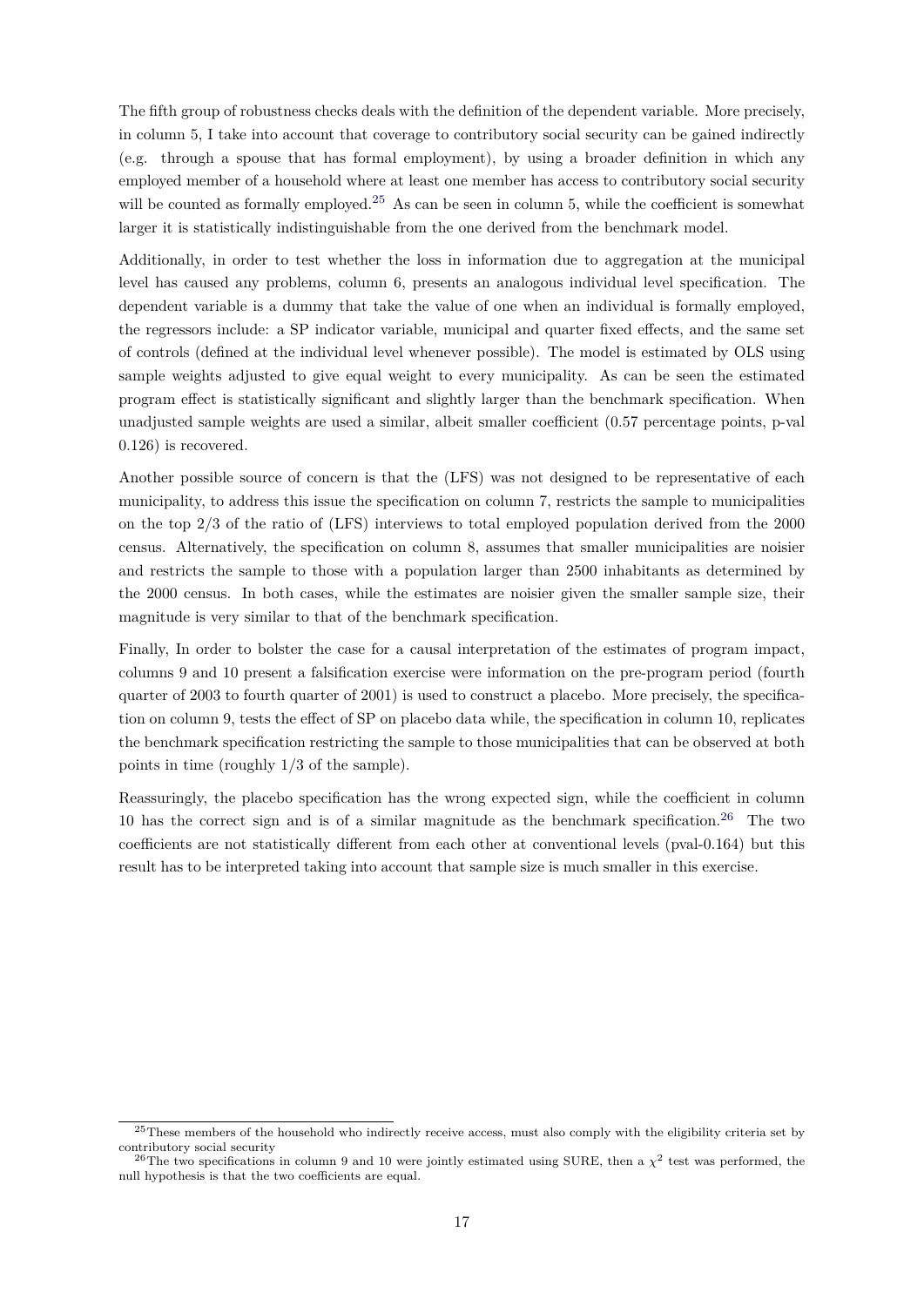The fifth group of robustness checks deals with the definition of the dependent variable. More precisely, in column 5, I take into account that coverage to contributory social security can be gained indirectly (e.g. through a spouse that has formal employment), by using a broader definition in which any employed member of a household where at least one member has access to contributory social security will be counted as formally employed.[25] As can be seen in column 5, while the coefficient is somewhat larger it is statistically indistinguishable from the one derived from the benchmark model.

Additionally, in order to test whether the loss in information due to aggregation at the municipal level has caused any problems, column 6, presents an analogous individual level specification. The dependent variable is a dummy that take the value of one when an individual is formally employed, the regressors include: a SP indicator variable, municipal and quarter fixed effects, and the same set of controls (defined at the individual level whenever possible). The model is estimated by OLS using sample weights adjusted to give equal weight to every municipality. As can be seen the estimated program effect is statistically significant and slightly larger than the benchmark specification. When unadjusted sample weights are used a similar, albeit smaller coefficient (0.57 percentage points, p-val 0.126) is recovered.

Another possible source of concern is that the (LFS) was not designed to be representative of each municipality, to address this issue the specification on column 7, restricts the sample to municipalities on the top 2/3 of the ratio of (LFS) interviews to total employed population derived from the 2000 census. Alternatively, the specification on column 8, assumes that smaller municipalities are noisier and restricts the sample to those with a population larger than 2500 inhabitants as determined by the 2000 census. In both cases, while the estimates are noisier given the smaller sample size, their magnitude is very similar to that of the benchmark specification.

Finally, In order to bolster the case for a causal interpretation of the estimates of program impact, columns 9 and 10 present a falsification exercise were information on the pre-program period (fourth quarter of 2003 to fourth quarter of 2001) is used to construct a placebo. More precisely, the specification on column 9, tests the effect of SP on placebo data while, the specification in column 10, replicates the benchmark specification restricting the sample to those municipalities that can be observed at both points in time (roughly 1/3 of the sample).

Reassuringly, the placebo specification has the wrong expected sign, while the coefficient in column 10 has the correct sign and is of a similar magnitude as the benchmark specification.[26] The two coefficients are not statistically different from each other at conventional levels (pval-0.164) but this result has to be interpreted taking into account that sample size is much smaller in this exercise.

---

[25] These members of the household who indirectly receive access, must also comply with the eligibility criteria set by contributory social security

[26] The two specifications in column 9 and 10 were jointly estimated using SURE, then a $\chi^2$ test was performed, the null hypothesis is that the two coefficients are equal.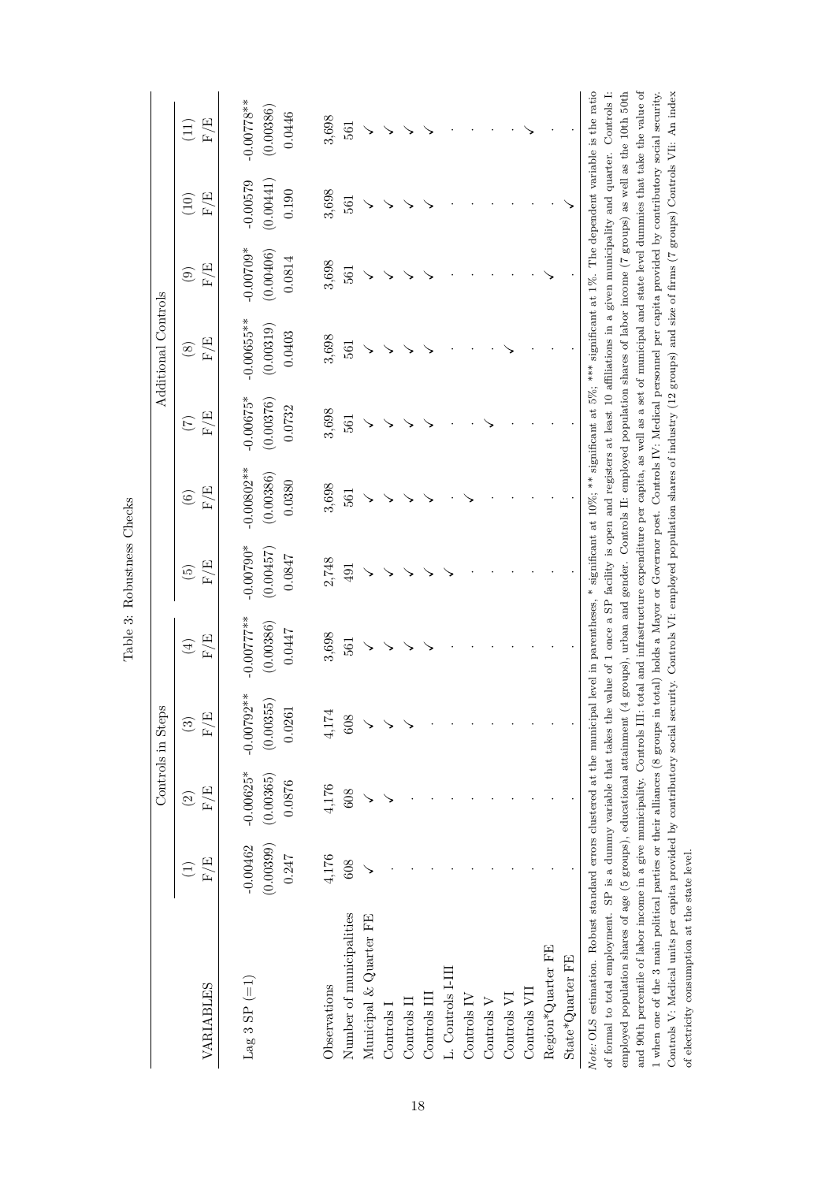Table 3: Robustness Checks

| VARIABLES | Controls in Steps | | | | Additional Controls | | | | | | |
|---|---|---|---|---|---|---|---|---|---|---|---|
| | (1) | (2) | (3) | (4) | (5) | (6) | (7) | (8) | (9) | (10) | (11) |
| | F/E | F/E | F/E | F/E | F/E | F/E | F/E | F/E | F/E | F/E | F/E |
| Lag 3 SP (=1) | -0.00462 | -0.00625* | -0.00792** | -0.00777** | -0.00790* | -0.00802** | -0.00675* | -0.00655** | -0.00709* | -0.00579 | -0.00778** |
| | (0.00399) | (0.00365) | (0.00355) | (0.00386) | (0.00457) | (0.00386) | (0.00376) | (0.00319) | (0.00406) | (0.00441) | (0.00386) |
| | 0.247 | 0.0876 | 0.0261 | 0.0447 | 0.0847 | 0.0380 | 0.0732 | 0.0403 | 0.0814 | 0.190 | 0.0446 |
| Observations | 4,176 | 4,176 | 4,174 | 3,698 | 2,748 | 3,698 | 3,698 | 3,698 | 3,698 | 3,698 | 3,698 |
| Number of municipalities | 608 | 608 | 608 | 561 | 491 | 561 | 561 | 561 | 561 | 561 | 561 |
| Municipal & Quarter FE | ✓ | ✓ | ✓ | ✓ | ✓ | ✓ | ✓ | ✓ | ✓ | ✓ | ✓ |
| Controls I | . | ✓ | ✓ | ✓ | ✓ | ✓ | ✓ | ✓ | ✓ | ✓ | ✓ |
| Controls II | . | . | ✓ | ✓ | ✓ | ✓ | ✓ | ✓ | ✓ | ✓ | ✓ |
| Controls III | . | . | . | ✓ | ✓ | ✓ | ✓ | ✓ | ✓ | ✓ | ✓ |
| L. Controls I-III | . | . | . | . | ✓ | . | . | . | . | . | . |
| Controls IV | . | . | . | . | . | ✓ | . | . | . | . | . |
| Controls V | . | . | . | . | . | . | ✓ | . | . | . | . |
| Controls VI | . | . | . | . | . | . | . | ✓ | . | . | . |
| Controls VII | . | . | . | . | . | . | . | . | . | . | ✓ |
| Region*Quarter FE | . | . | . | . | . | . | . | . | ✓ | . | . |
| State*Quarter FE | . | . | . | . | . | . | . | . | . | ✓ | . |

*Note:* OLS estimation. Robust standard errors clustered at the municipal level in parentheses, * significant at 10%; ** significant at 5%; *** significant at 1%. The dependent variable is the ratio of formal to total employment. SP is a dummy variable that takes the value of 1 once a SP facility is open and registers at least 10 affiliations in a given municipality and quarter. Controls I: employed population shares of age (5 groups), educational attainment (4 groups), urban and gender. Controls II: employed population shares of labor income (7 groups) as well as the 10th 50th and 90th percentile of labor income in a give municipality. Controls III: total and infrastructure expenditure per capita, as well as a set of municipal and state level dummies that take the value of 1 when one of the 3 main political parties or their alliances (8 groups in total) holds a Mayor or Governor post. Controls IV: Medical personnel per capita provided by contributory social security. Controls V: Medical units per capita provided by contributory social security. Controls VI: employed population shares of industry (12 groups) and size of firms (7 groups) Controls VII: An index of electricity consumption at the state level.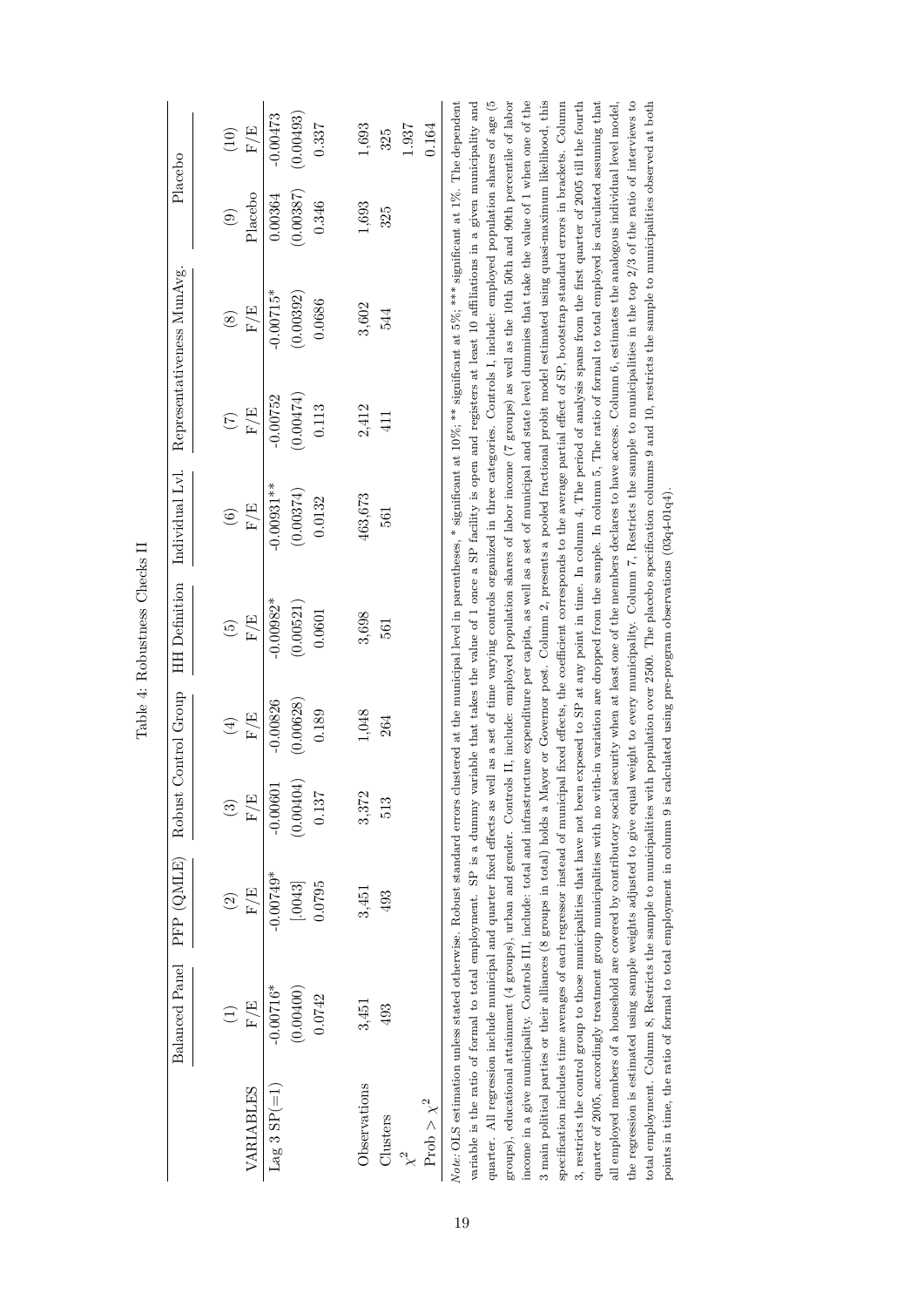Table 4: Robustness Checks II

| | Balanced Panel | PFP (QMLE) | Robust Control Group | | HH Definition | Individual Lvl. | Representativeness MunAvg. | | Placebo | |
|---|---|---|---|---|---|---|---|---|---|---|
| | (1) | (2) | (3) | (4) | (5) | (6) | (7) | (8) | (9) | (10) |
| VARIABLES | F/E | F/E | F/E | F/E | F/E | F/E | F/E | F/E | Placebo | F/E |
| Lag 3 SP(=1) | -0.00716* | -0.00749* | -0.00601 | -0.00826 | -0.00982* | -0.00931** | -0.00752 | -0.00715* | 0.00364 | -0.00473 |
| | (0.00400) | [.0043] | (0.00404) | (0.00628) | (0.00521) | (0.00374) | (0.00474) | (0.00392) | (0.00387) | (0.00493) |
| | 0.0742 | 0.0795 | 0.137 | 0.189 | 0.0601 | 0.0132 | 0.113 | 0.0686 | 0.346 | 0.337 |
| Observations | 3,451 | 3,451 | 3,372 | 1,048 | 3,698 | 463,673 | 2,412 | 3,602 | 1,693 | 1,693 |
| Clusters | 493 | 493 | 513 | 264 | 561 | 561 | 411 | 544 | 325 | 325 |
| $\chi^2$ | | | | | | | | | | 1.937 |
| Prob $> \chi^2$ | | | | | | | | | | 0.164 |

*Note:* OLS estimation unless stated otherwise. Robust standard errors clustered at the municipal level in parentheses, * significant at 10%; ** significant at 5%; *** significant at 1%. The dependent variable is the ratio of formal to total employment. SP is a dummy variable that takes the value of 1 once a SP facility is open and registers at least 10 affiliations in a given municipality and quarter. All regression include municipal and quarter fixed effects as well as a set of time varying controls organized in three categories. Controls I, include: employed population shares of age (5 groups), educational attainment (4 groups), urban and gender. Controls II, include: employed population shares of labor income (7 groups) as well as the 10th 50th and 90th percentile of labor income in a give municipality. Controls III, include: total and infrastructure expenditure per capita, as well as a set of municipal and state level dummies that take the value of 1 when one of the 3 main political parties or their alliances (8 groups in total) holds a Mayor or Governor post. Column 2, presents a pooled fractional probit model estimated using quasi-maximum likelihood, this specification includes time averages of each regressor instead of municipal fixed effects, the coefficient corresponds to the average partial effect of SP, bootstrap standard errors in brackets. Column 3, restricts the control group to those municipalities that have not been exposed to SP at any point in time. In column 4, The period of analysis spans from the first quarter of 2005 till the fourth quarter of 2005, accordingly treatment group municipalities with no with-in variation are dropped from the sample. In column 5, The ratio of formal to total employed is calculated assuming that all employed members of a household are covered by contributory social security when at least one of the members declares to have access. Column 6, estimates the analogous individual level model, the regression is estimated using sample weights adjusted to give equal weight to every municipality. Column 7, Restricts the sample to municipalities in the top 2/3 of the ratio of interviews to total employment. Column 8, Restricts the sample to municipalities with population over 2500. The placebo specification columns 9 and 10, restricts the sample to municipalities observed at both points in time, the ratio of formal to total employment in column 9 is calculated using pre-program observations (03q4-01q4).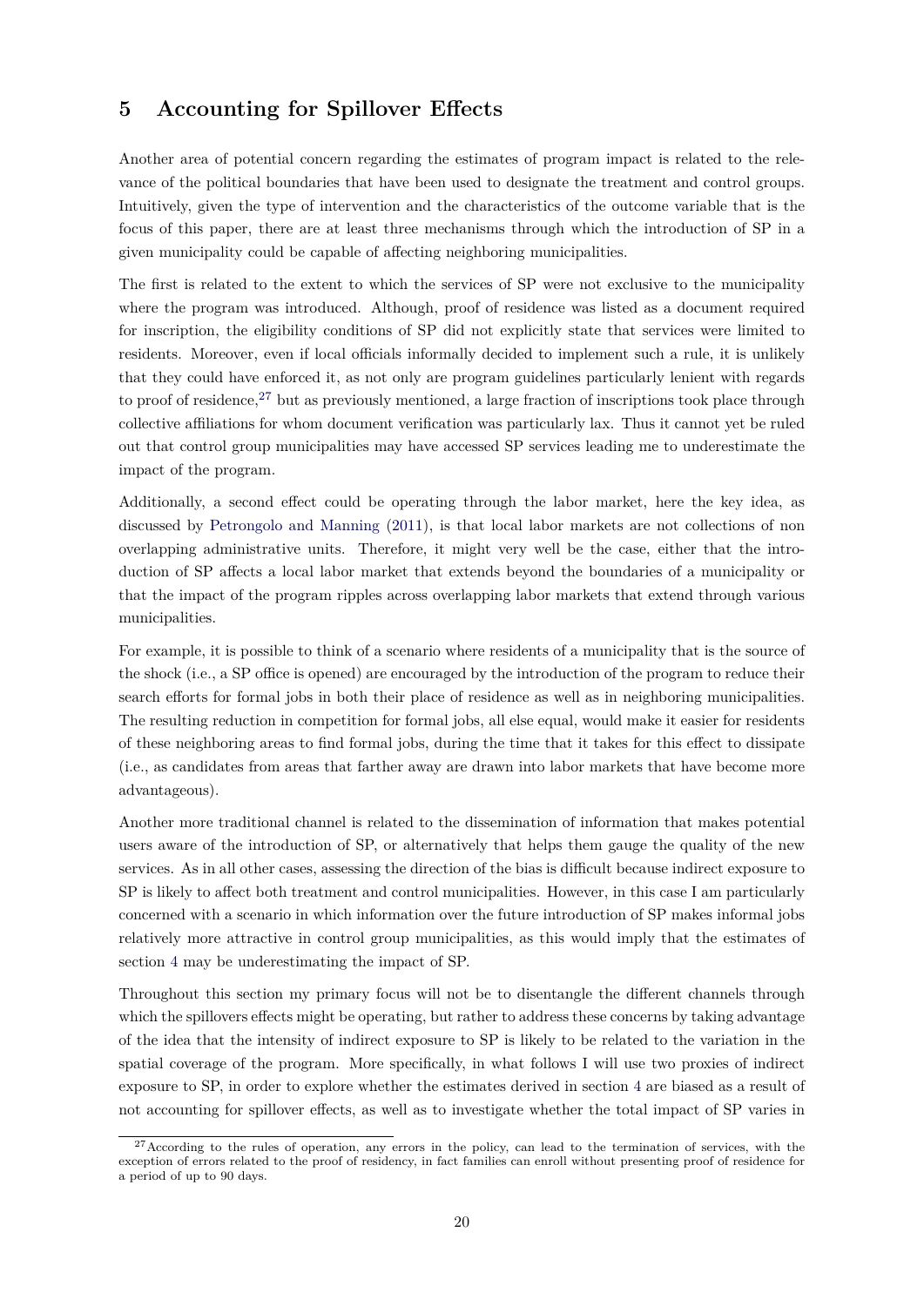## 5 Accounting for Spillover Effects

Another area of potential concern regarding the estimates of program impact is related to the relevance of the political boundaries that have been used to designate the treatment and control groups. Intuitively, given the type of intervention and the characteristics of the outcome variable that is the focus of this paper, there are at least three mechanisms through which the introduction of SP in a given municipality could be capable of affecting neighboring municipalities.

The first is related to the extent to which the services of SP were not exclusive to the municipality where the program was introduced. Although, proof of residence was listed as a document required for inscription, the eligibility conditions of SP did not explicitly state that services were limited to residents. Moreover, even if local officials informally decided to implement such a rule, it is unlikely that they could have enforced it, as not only are program guidelines particularly lenient with regards to proof of residence,[27] but as previously mentioned, a large fraction of inscriptions took place through collective affiliations for whom document verification was particularly lax. Thus it cannot yet be ruled out that control group municipalities may have accessed SP services leading me to underestimate the impact of the program.

Additionally, a second effect could be operating through the labor market, here the key idea, as discussed by Petrongolo and Manning (2011), is that local labor markets are not collections of non overlapping administrative units. Therefore, it might very well be the case, either that the introduction of SP affects a local labor market that extends beyond the boundaries of a municipality or that the impact of the program ripples across overlapping labor markets that extend through various municipalities.

For example, it is possible to think of a scenario where residents of a municipality that is the source of the shock (i.e., a SP office is opened) are encouraged by the introduction of the program to reduce their search efforts for formal jobs in both their place of residence as well as in neighboring municipalities. The resulting reduction in competition for formal jobs, all else equal, would make it easier for residents of these neighboring areas to find formal jobs, during the time that it takes for this effect to dissipate (i.e., as candidates from areas that farther away are drawn into labor markets that have become more advantageous).

Another more traditional channel is related to the dissemination of information that makes potential users aware of the introduction of SP, or alternatively that helps them gauge the quality of the new services. As in all other cases, assessing the direction of the bias is difficult because indirect exposure to SP is likely to affect both treatment and control municipalities. However, in this case I am particularly concerned with a scenario in which information over the future introduction of SP makes informal jobs relatively more attractive in control group municipalities, as this would imply that the estimates of section 4 may be underestimating the impact of SP.

Throughout this section my primary focus will not be to disentangle the different channels through which the spillovers effects might be operating, but rather to address these concerns by taking advantage of the idea that the intensity of indirect exposure to SP is likely to be related to the variation in the spatial coverage of the program. More specifically, in what follows I will use two proxies of indirect exposure to SP, in order to explore whether the estimates derived in section 4 are biased as a result of not accounting for spillover effects, as well as to investigate whether the total impact of SP varies in

[27] According to the rules of operation, any errors in the policy, can lead to the termination of services, with the exception of errors related to the proof of residency, in fact families can enroll without presenting proof of residence for a period of up to 90 days.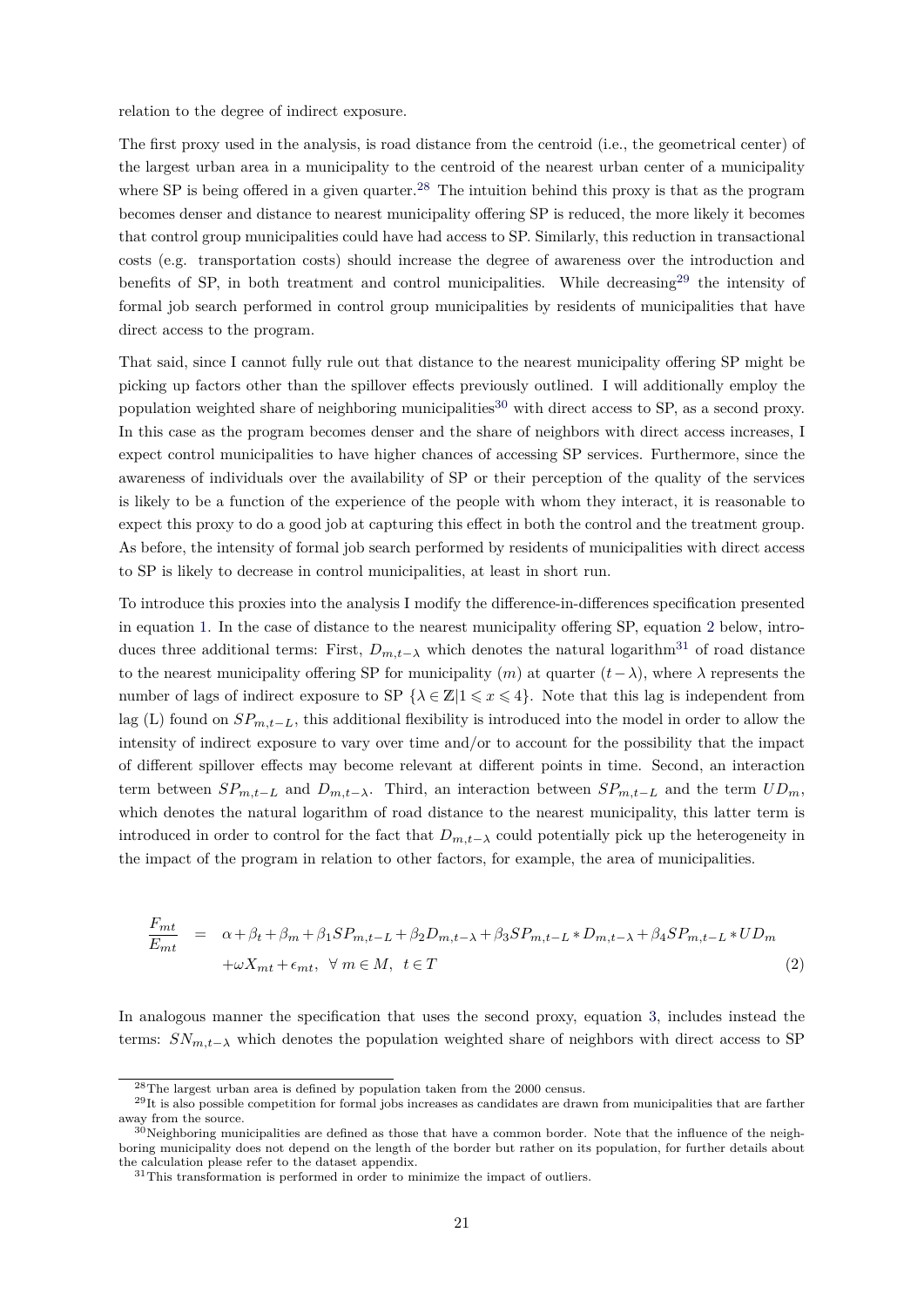relation to the degree of indirect exposure.

The first proxy used in the analysis, is road distance from the centroid (i.e., the geometrical center) of the largest urban area in a municipality to the centroid of the nearest urban center of a municipality where SP is being offered in a given quarter.[28] The intuition behind this proxy is that as the program becomes denser and distance to nearest municipality offering SP is reduced, the more likely it becomes that control group municipalities could have had access to SP. Similarly, this reduction in transactional costs (e.g. transportation costs) should increase the degree of awareness over the introduction and benefits of SP, in both treatment and control municipalities. While decreasing[29] the intensity of formal job search performed in control group municipalities by residents of municipalities that have direct access to the program.

That said, since I cannot fully rule out that distance to the nearest municipality offering SP might be picking up factors other than the spillover effects previously outlined. I will additionally employ the population weighted share of neighboring municipalities[30] with direct access to SP, as a second proxy. In this case as the program becomes denser and the share of neighbors with direct access increases, I expect control municipalities to have higher chances of accessing SP services. Furthermore, since the awareness of individuals over the availability of SP or their perception of the quality of the services is likely to be a function of the experience of the people with whom they interact, it is reasonable to expect this proxy to do a good job at capturing this effect in both the control and the treatment group. As before, the intensity of formal job search performed by residents of municipalities with direct access to SP is likely to decrease in control municipalities, at least in short run.

To introduce this proxies into the analysis I modify the difference-in-differences specification presented in equation 1. In the case of distance to the nearest municipality offering SP, equation 2 below, introduces three additional terms: First, $D_{m,t-\lambda}$ which denotes the natural logarithm[31] of road distance to the nearest municipality offering SP for municipality $(m)$ at quarter $(t-\lambda)$, where $\lambda$ represents the number of lags of indirect exposure to SP $\{\lambda \in \mathbb{Z} | 1 \leqslant x \leqslant 4\}$. Note that this lag is independent from lag (L) found on $SP_{m,t-L}$, this additional flexibility is introduced into the model in order to allow the intensity of indirect exposure to vary over time and/or to account for the possibility that the impact of different spillover effects may become relevant at different points in time. Second, an interaction term between $SP_{m,t-L}$ and $D_{m,t-\lambda}$. Third, an interaction between $SP_{m,t-L}$ and the term $UD_m$, which denotes the natural logarithm of road distance to the nearest municipality, this latter term is introduced in order to control for the fact that $D_{m,t-\lambda}$ could potentially pick up the heterogeneity in the impact of the program in relation to other factors, for example, the area of municipalities.

$$
\begin{aligned}
\frac{F_{mt}}{E_{mt}} &= \alpha + \beta_t + \beta_m + \beta_1 SP_{m,t-L} + \beta_2 D_{m,t-\lambda} + \beta_3 SP_{m,t-L} * D_{m,t-\lambda} + \beta_4 SP_{m,t-L} * UD_m \\
&\quad + \omega X_{mt} + \epsilon_{mt}, \;\; \forall \; m \in M, \;\; t \in T \qquad (2)
\end{aligned}
$$

In analogous manner the specification that uses the second proxy, equation 3, includes instead the terms: $SN_{m,t-\lambda}$ which denotes the population weighted share of neighbors with direct access to SP

[28] The largest urban area is defined by population taken from the 2000 census.

[29] It is also possible competition for formal jobs increases as candidates are drawn from municipalities that are farther away from the source.

[30] Neighboring municipalities are defined as those that have a common border. Note that the influence of the neighboring municipality does not depend on the length of the border but rather on its population, for further details about the calculation please refer to the dataset appendix.

[31] This transformation is performed in order to minimize the impact of outliers.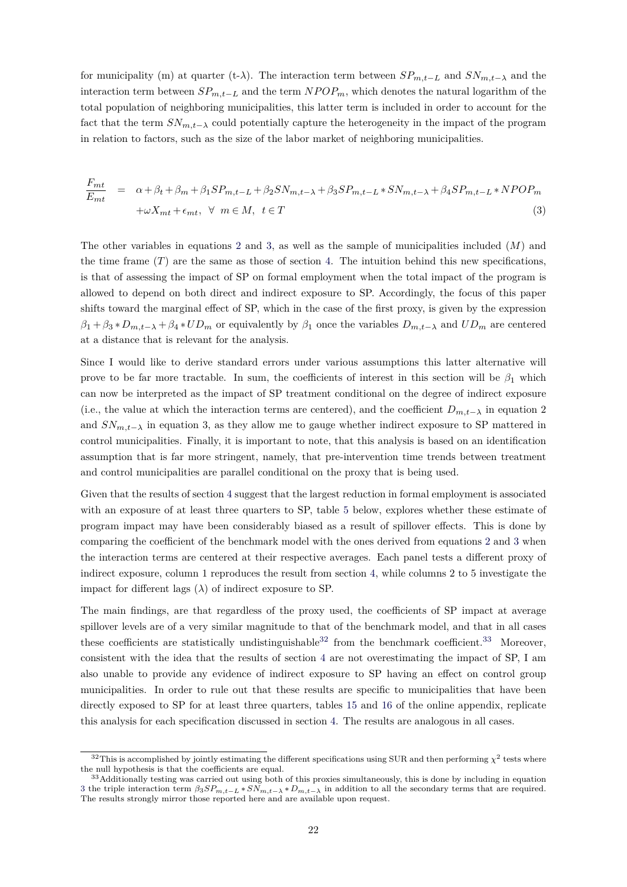for municipality (m) at quarter (t-$\lambda$). The interaction term between $SP_{m,t-L}$ and $SN_{m,t-\lambda}$ and the interaction term between $SP_{m,t-L}$ and the term $NPOP_m$, which denotes the natural logarithm of the total population of neighboring municipalities, this latter term is included in order to account for the fact that the term $SN_{m,t-\lambda}$ could potentially capture the heterogeneity in the impact of the program in relation to factors, such as the size of the labor market of neighboring municipalities.

$$
\begin{aligned}
\frac{F_{mt}}{E_{mt}} &= \alpha + \beta_t + \beta_m + \beta_1 SP_{m,t-L} + \beta_2 SN_{m,t-\lambda} + \beta_3 SP_{m,t-L} * SN_{m,t-\lambda} + \beta_4 SP_{m,t-L} * NPOP_m \\
&\quad + \omega X_{mt} + \epsilon_{mt}, \;\; \forall \;\; m \in M, \;\; t \in T \qquad (3)
\end{aligned}
$$

The other variables in equations 2 and 3, as well as the sample of municipalities included ($M$) and the time frame ($T$) are the same as those of section 4. The intuition behind this new specifications, is that of assessing the impact of SP on formal employment when the total impact of the program is allowed to depend on both direct and indirect exposure to SP. Accordingly, the focus of this paper shifts toward the marginal effect of SP, which in the case of the first proxy, is given by the expression $\beta_1 + \beta_3 * D_{m,t-\lambda} + \beta_4 * UD_m$ or equivalently by $\beta_1$ once the variables $D_{m,t-\lambda}$ and $UD_m$ are centered at a distance that is relevant for the analysis.

Since I would like to derive standard errors under various assumptions this latter alternative will prove to be far more tractable. In sum, the coefficients of interest in this section will be $\beta_1$ which can now be interpreted as the impact of SP treatment conditional on the degree of indirect exposure (i.e., the value at which the interaction terms are centered), and the coefficient $D_{m,t-\lambda}$ in equation 2 and $SN_{m,t-\lambda}$ in equation 3, as they allow me to gauge whether indirect exposure to SP mattered in control municipalities. Finally, it is important to note, that this analysis is based on an identification assumption that is far more stringent, namely, that pre-intervention time trends between treatment and control municipalities are parallel conditional on the proxy that is being used.

Given that the results of section 4 suggest that the largest reduction in formal employment is associated with an exposure of at least three quarters to SP, table 5 below, explores whether these estimate of program impact may have been considerably biased as a result of spillover effects. This is done by comparing the coefficient of the benchmark model with the ones derived from equations 2 and 3 when the interaction terms are centered at their respective averages. Each panel tests a different proxy of indirect exposure, column 1 reproduces the result from section 4, while columns 2 to 5 investigate the impact for different lags ($\lambda$) of indirect exposure to SP.

The main findings, are that regardless of the proxy used, the coefficients of SP impact at average spillover levels are of a very similar magnitude to that of the benchmark model, and that in all cases these coefficients are statistically undistinguishable[32] from the benchmark coefficient.[33] Moreover, consistent with the idea that the results of section 4 are not overestimating the impact of SP, I am also unable to provide any evidence of indirect exposure to SP having an effect on control group municipalities. In order to rule out that these results are specific to municipalities that have been directly exposed to SP for at least three quarters, tables 15 and 16 of the online appendix, replicate this analysis for each specification discussed in section 4. The results are analogous in all cases.

[32] This is accomplished by jointly estimating the different specifications using SUR and then performing $\chi^2$ tests where the null hypothesis is that the coefficients are equal.

[33] Additionally testing was carried out using both of this proxies simultaneously, this is done by including in equation 3 the triple interaction term $\beta_3 SP_{m,t-L} * SN_{m,t-\lambda} * D_{m,t-\lambda}$ in addition to all the secondary terms that are required. The results strongly mirror those reported here and are available upon request.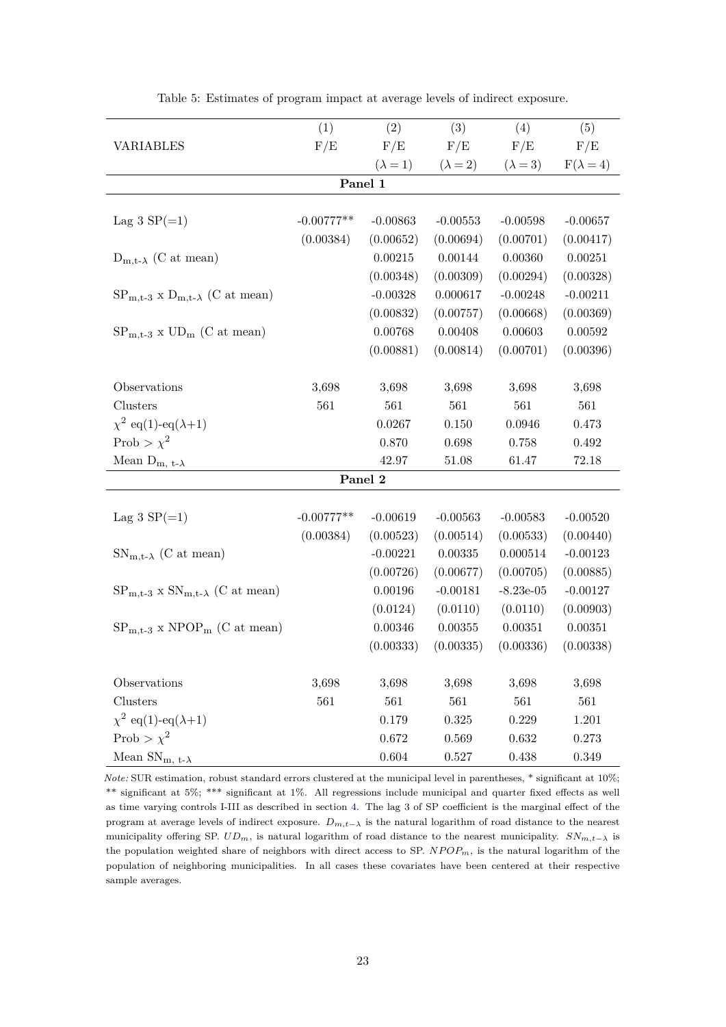Table 5: Estimates of program impact at average levels of indirect exposure.

| VARIABLES | (1) F/E | (2) F/E ($\lambda = 1$) | (3) F/E ($\lambda = 2$) | (4) F/E ($\lambda = 3$) | (5) F/E F($\lambda = 4$) |
|---|---|---|---|---|---|
| **Panel 1** | | | | | |
| Lag 3 SP(=1) | -0.00777** | -0.00863 | -0.00553 | -0.00598 | -0.00657 |
| | (0.00384) | (0.00652) | (0.00694) | (0.00701) | (0.00417) |
| $D_{m,t-\lambda}$ (C at mean) | | 0.00215 | 0.00144 | 0.00360 | 0.00251 |
| | | (0.00348) | (0.00309) | (0.00294) | (0.00328) |
| $SP_{m,t-3}$ x $D_{m,t-\lambda}$ (C at mean) | | -0.00328 | 0.000617 | -0.00248 | -0.00211 |
| | | (0.00832) | (0.00757) | (0.00668) | (0.00369) |
| $SP_{m,t-3}$ x $UD_m$ (C at mean) | | 0.00768 | 0.00408 | 0.00603 | 0.00592 |
| | | (0.00881) | (0.00814) | (0.00701) | (0.00396) |
| Observations | 3,698 | 3,698 | 3,698 | 3,698 | 3,698 |
| Clusters | 561 | 561 | 561 | 561 | 561 |
| $\chi^2$ eq(1)-eq($\lambda$+1) | | 0.0267 | 0.150 | 0.0946 | 0.473 |
| Prob > $\chi^2$ | | 0.870 | 0.698 | 0.758 | 0.492 |
| Mean $D_{m,\, t-\lambda}$ | | 42.97 | 51.08 | 61.47 | 72.18 |
| **Panel 2** | | | | | |
| Lag 3 SP(=1) | -0.00777** | -0.00619 | -0.00563 | -0.00583 | -0.00520 |
| | (0.00384) | (0.00523) | (0.00514) | (0.00533) | (0.00440) |
| $SN_{m,t-\lambda}$ (C at mean) | | -0.00221 | 0.00335 | 0.000514 | -0.00123 |
| | | (0.00726) | (0.00677) | (0.00705) | (0.00885) |
| $SP_{m,t-3}$ x $SN_{m,t-\lambda}$ (C at mean) | | 0.00196 | -0.00181 | -8.23e-05 | -0.00127 |
| | | (0.0124) | (0.0110) | (0.0110) | (0.00903) |
| $SP_{m,t-3}$ x $NPOP_m$ (C at mean) | | 0.00346 | 0.00355 | 0.00351 | 0.00351 |
| | | (0.00333) | (0.00335) | (0.00336) | (0.00338) |
| Observations | 3,698 | 3,698 | 3,698 | 3,698 | 3,698 |
| Clusters | 561 | 561 | 561 | 561 | 561 |
| $\chi^2$ eq(1)-eq($\lambda$+1) | | 0.179 | 0.325 | 0.229 | 1.201 |
| Prob > $\chi^2$ | | 0.672 | 0.569 | 0.632 | 0.273 |
| Mean $SN_{m,\, t-\lambda}$ | | 0.604 | 0.527 | 0.438 | 0.349 |

*Note:* SUR estimation, robust standard errors clustered at the municipal level in parentheses, * significant at 10%; ** significant at 5%; *** significant at 1%. All regressions include municipal and quarter fixed effects as well as time varying controls I-III as described in section 4. The lag 3 of SP coefficient is the marginal effect of the program at average levels of indirect exposure. $D_{m,t-\lambda}$ is the natural logarithm of road distance to the nearest municipality offering SP. $UD_m$, is natural logarithm of road distance to the nearest municipality. $SN_{m,t-\lambda}$ is the population weighted share of neighbors with direct access to SP. $NPOP_m$, is the natural logarithm of the population of neighboring municipalities. In all cases these covariates have been centered at their respective sample averages.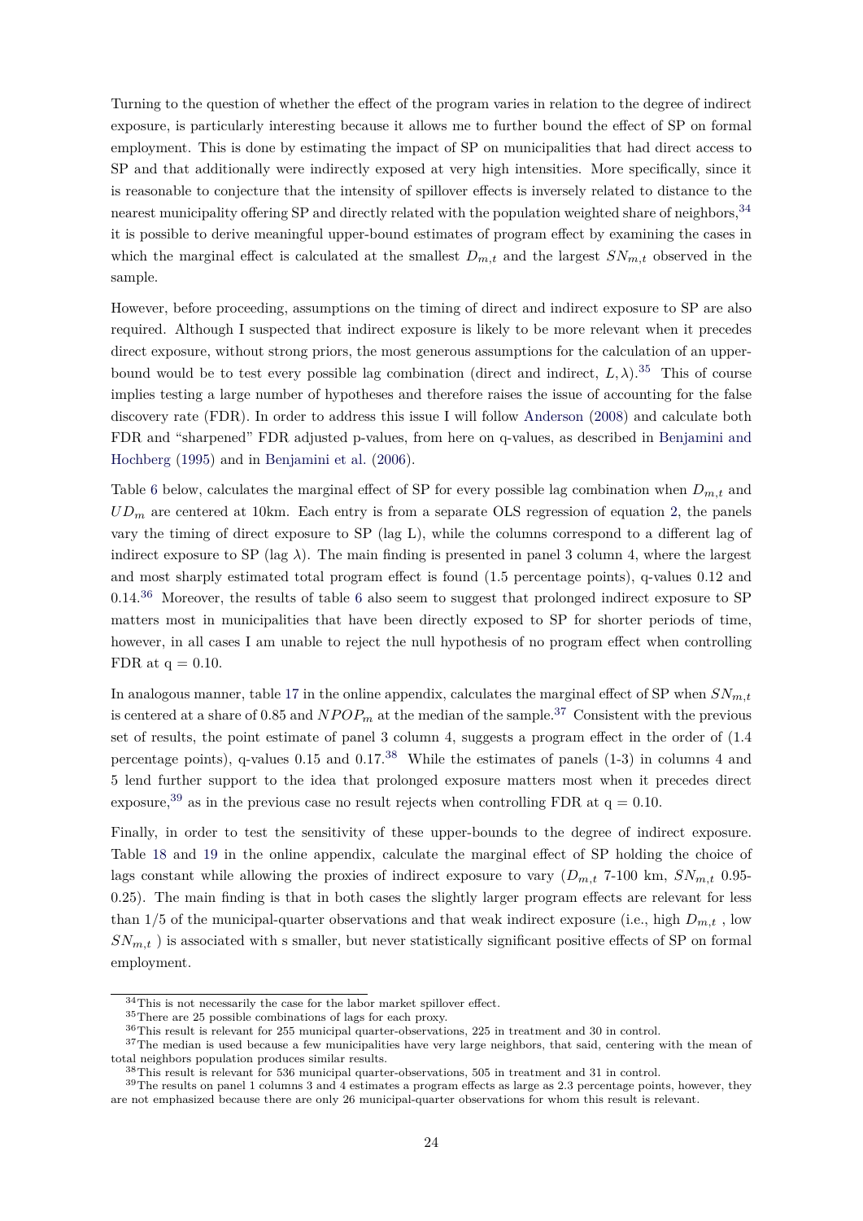Turning to the question of whether the effect of the program varies in relation to the degree of indirect exposure, is particularly interesting because it allows me to further bound the effect of SP on formal employment. This is done by estimating the impact of SP on municipalities that had direct access to SP and that additionally were indirectly exposed at very high intensities. More specifically, since it is reasonable to conjecture that the intensity of spillover effects is inversely related to distance to the nearest municipality offering SP and directly related with the population weighted share of neighbors,[34] it is possible to derive meaningful upper-bound estimates of program effect by examining the cases in which the marginal effect is calculated at the smallest $D_{m,t}$ and the largest $SN_{m,t}$ observed in the sample.

However, before proceeding, assumptions on the timing of direct and indirect exposure to SP are also required. Although I suspected that indirect exposure is likely to be more relevant when it precedes direct exposure, without strong priors, the most generous assumptions for the calculation of an upper-bound would be to test every possible lag combination (direct and indirect, $L, \lambda$).[35] This of course implies testing a large number of hypotheses and therefore raises the issue of accounting for the false discovery rate (FDR). In order to address this issue I will follow Anderson (2008) and calculate both FDR and "sharpened" FDR adjusted p-values, from here on q-values, as described in Benjamini and Hochberg (1995) and in Benjamini et al. (2006).

Table 6 below, calculates the marginal effect of SP for every possible lag combination when $D_{m,t}$ and $UD_m$ are centered at 10km. Each entry is from a separate OLS regression of equation 2, the panels vary the timing of direct exposure to SP (lag L), while the columns correspond to a different lag of indirect exposure to SP (lag $\lambda$). The main finding is presented in panel 3 column 4, where the largest and most sharply estimated total program effect is found (1.5 percentage points), q-values 0.12 and 0.14.[36] Moreover, the results of table 6 also seem to suggest that prolonged indirect exposure to SP matters most in municipalities that have been directly exposed to SP for shorter periods of time, however, in all cases I am unable to reject the null hypothesis of no program effect when controlling FDR at q = 0.10.

In analogous manner, table 17 in the online appendix, calculates the marginal effect of SP when $SN_{m,t}$ is centered at a share of 0.85 and $NPOP_m$ at the median of the sample.[37] Consistent with the previous set of results, the point estimate of panel 3 column 4, suggests a program effect in the order of (1.4 percentage points), q-values 0.15 and 0.17.[38] While the estimates of panels (1-3) in columns 4 and 5 lend further support to the idea that prolonged exposure matters most when it precedes direct exposure,[39] as in the previous case no result rejects when controlling FDR at q = 0.10.

Finally, in order to test the sensitivity of these upper-bounds to the degree of indirect exposure. Table 18 and 19 in the online appendix, calculate the marginal effect of SP holding the choice of lags constant while allowing the proxies of indirect exposure to vary ($D_{m,t}$ 7-100 km, $SN_{m,t}$ 0.95-0.25). The main finding is that in both cases the slightly larger program effects are relevant for less than 1/5 of the municipal-quarter observations and that weak indirect exposure (i.e., high $D_{m,t}$ , low $SN_{m,t}$ ) is associated with s smaller, but never statistically significant positive effects of SP on formal employment.

---

[34] This is not necessarily the case for the labor market spillover effect.

[35] There are 25 possible combinations of lags for each proxy.

[36] This result is relevant for 255 municipal quarter-observations, 225 in treatment and 30 in control.

[37] The median is used because a few municipalities have very large neighbors, that said, centering with the mean of total neighbors population produces similar results.

[38] This result is relevant for 536 municipal quarter-observations, 505 in treatment and 31 in control.

[39] The results on panel 1 columns 3 and 4 estimates a program effects as large as 2.3 percentage points, however, they are not emphasized because there are only 26 municipal-quarter observations for whom this result is relevant.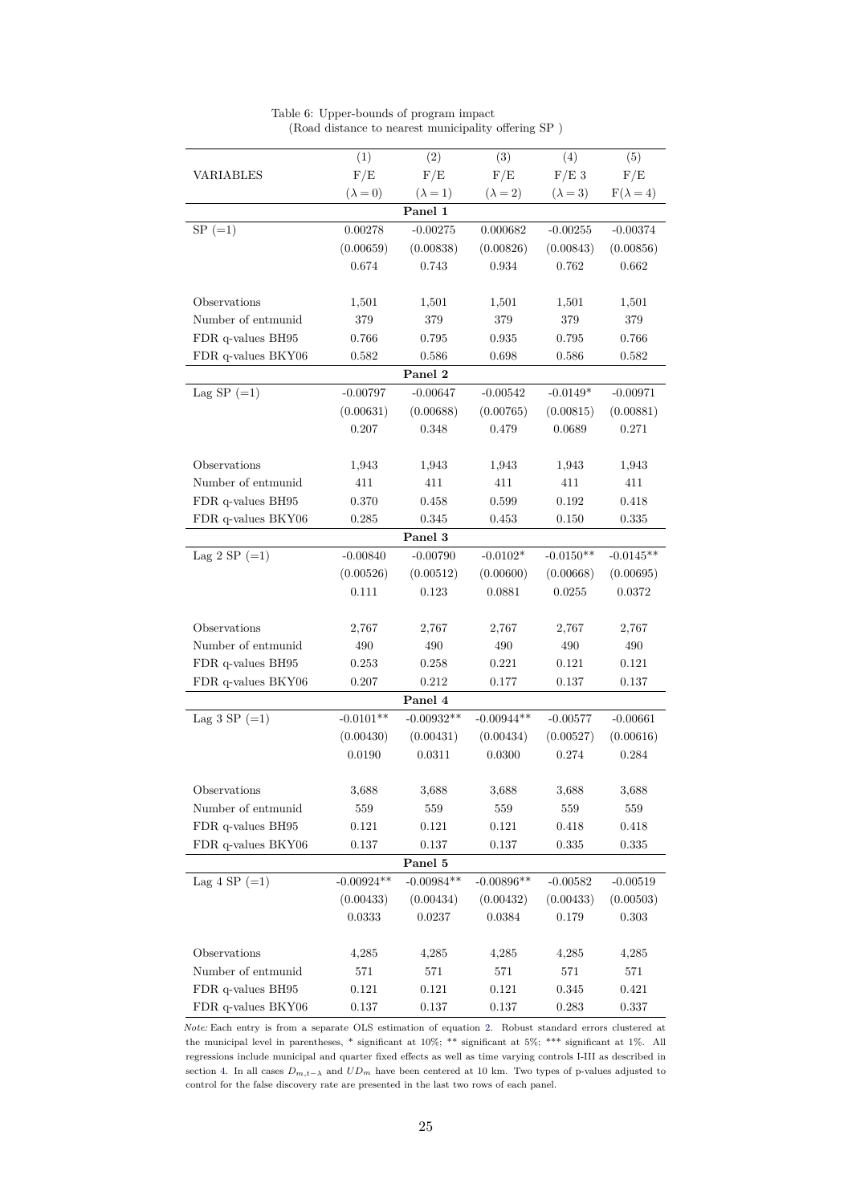Table 6: Upper-bounds of program impact
(Road distance to nearest municipality offering SP )

| VARIABLES | (1)<br>F/E<br>($\lambda = 0$) | (2)<br>F/E<br>($\lambda = 1$) | (3)<br>F/E<br>($\lambda = 2$) | (4)<br>F/E 3<br>($\lambda = 3$) | (5)<br>F/E<br>F($\lambda = 4$) |
|---|---|---|---|---|---|
| **Panel 1** | | | | | |
| SP (=1) | 0.00278 | -0.00275 | 0.000682 | -0.00255 | -0.00374 |
| | (0.00659) | (0.00838) | (0.00826) | (0.00843) | (0.00856) |
| | 0.674 | 0.743 | 0.934 | 0.762 | 0.662 |
| Observations | 1,501 | 1,501 | 1,501 | 1,501 | 1,501 |
| Number of entmunid | 379 | 379 | 379 | 379 | 379 |
| FDR q-values BH95 | 0.766 | 0.795 | 0.935 | 0.795 | 0.766 |
| FDR q-values BKY06 | 0.582 | 0.586 | 0.698 | 0.586 | 0.582 |
| **Panel 2** | | | | | |
| Lag SP (=1) | -0.00797 | -0.00647 | -0.00542 | -0.0149* | -0.00971 |
| | (0.00631) | (0.00688) | (0.00765) | (0.00815) | (0.00881) |
| | 0.207 | 0.348 | 0.479 | 0.0689 | 0.271 |
| Observations | 1,943 | 1,943 | 1,943 | 1,943 | 1,943 |
| Number of entmunid | 411 | 411 | 411 | 411 | 411 |
| FDR q-values BH95 | 0.370 | 0.458 | 0.599 | 0.192 | 0.418 |
| FDR q-values BKY06 | 0.285 | 0.345 | 0.453 | 0.150 | 0.335 |
| **Panel 3** | | | | | |
| Lag 2 SP (=1) | -0.00840 | -0.00790 | -0.0102* | -0.0150** | -0.0145** |
| | (0.00526) | (0.00512) | (0.00600) | (0.00668) | (0.00695) |
| | 0.111 | 0.123 | 0.0881 | 0.0255 | 0.0372 |
| Observations | 2,767 | 2,767 | 2,767 | 2,767 | 2,767 |
| Number of entmunid | 490 | 490 | 490 | 490 | 490 |
| FDR q-values BH95 | 0.253 | 0.258 | 0.221 | 0.121 | 0.121 |
| FDR q-values BKY06 | 0.207 | 0.212 | 0.177 | 0.137 | 0.137 |
| **Panel 4** | | | | | |
| Lag 3 SP (=1) | -0.0101** | -0.00932** | -0.00944** | -0.00577 | -0.00661 |
| | (0.00430) | (0.00431) | (0.00434) | (0.00527) | (0.00616) |
| | 0.0190 | 0.0311 | 0.0300 | 0.274 | 0.284 |
| Observations | 3,688 | 3,688 | 3,688 | 3,688 | 3,688 |
| Number of entmunid | 559 | 559 | 559 | 559 | 559 |
| FDR q-values BH95 | 0.121 | 0.121 | 0.121 | 0.418 | 0.418 |
| FDR q-values BKY06 | 0.137 | 0.137 | 0.137 | 0.335 | 0.335 |
| **Panel 5** | | | | | |
| Lag 4 SP (=1) | -0.00924** | -0.00984** | -0.00896** | -0.00582 | -0.00519 |
| | (0.00433) | (0.00434) | (0.00432) | (0.00433) | (0.00503) |
| | 0.0333 | 0.0237 | 0.0384 | 0.179 | 0.303 |
| Observations | 4,285 | 4,285 | 4,285 | 4,285 | 4,285 |
| Number of entmunid | 571 | 571 | 571 | 571 | 571 |
| FDR q-values BH95 | 0.121 | 0.121 | 0.121 | 0.345 | 0.421 |
| FDR q-values BKY06 | 0.137 | 0.137 | 0.137 | 0.283 | 0.337 |

*Note:* Each entry is from a separate OLS estimation of equation 2. Robust standard errors clustered at the municipal level in parentheses, * significant at 10%; ** significant at 5%; *** significant at 1%. All regressions include municipal and quarter fixed effects as well as time varying controls I-III as described in section 4. In all cases $D_{m,t-\lambda}$ and $UD_m$ have been centered at 10 km. Two types of p-values adjusted to control for the false discovery rate are presented in the last two rows of each panel.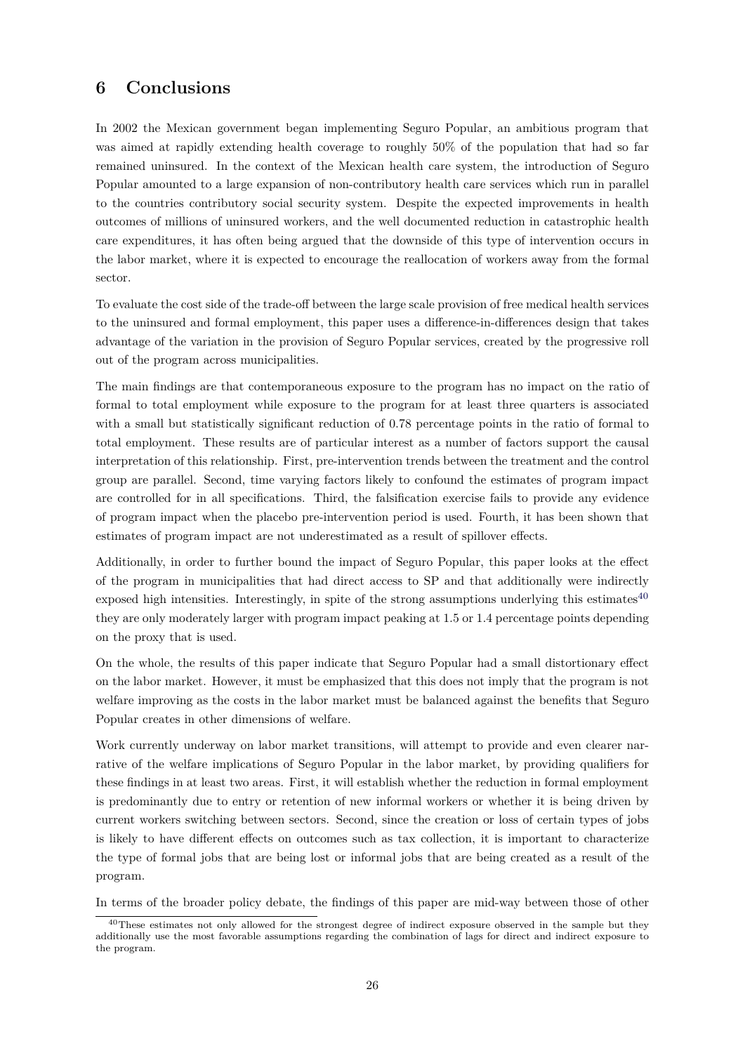## 6 Conclusions

In 2002 the Mexican government began implementing Seguro Popular, an ambitious program that was aimed at rapidly extending health coverage to roughly 50% of the population that had so far remained uninsured. In the context of the Mexican health care system, the introduction of Seguro Popular amounted to a large expansion of non-contributory health care services which run in parallel to the countries contributory social security system. Despite the expected improvements in health outcomes of millions of uninsured workers, and the well documented reduction in catastrophic health care expenditures, it has often being argued that the downside of this type of intervention occurs in the labor market, where it is expected to encourage the reallocation of workers away from the formal sector.

To evaluate the cost side of the trade-off between the large scale provision of free medical health services to the uninsured and formal employment, this paper uses a difference-in-differences design that takes advantage of the variation in the provision of Seguro Popular services, created by the progressive roll out of the program across municipalities.

The main findings are that contemporaneous exposure to the program has no impact on the ratio of formal to total employment while exposure to the program for at least three quarters is associated with a small but statistically significant reduction of 0.78 percentage points in the ratio of formal to total employment. These results are of particular interest as a number of factors support the causal interpretation of this relationship. First, pre-intervention trends between the treatment and the control group are parallel. Second, time varying factors likely to confound the estimates of program impact are controlled for in all specifications. Third, the falsification exercise fails to provide any evidence of program impact when the placebo pre-intervention period is used. Fourth, it has been shown that estimates of program impact are not underestimated as a result of spillover effects.

Additionally, in order to further bound the impact of Seguro Popular, this paper looks at the effect of the program in municipalities that had direct access to SP and that additionally were indirectly exposed high intensities. Interestingly, in spite of the strong assumptions underlying this estimates[40] they are only moderately larger with program impact peaking at 1.5 or 1.4 percentage points depending on the proxy that is used.

On the whole, the results of this paper indicate that Seguro Popular had a small distortionary effect on the labor market. However, it must be emphasized that this does not imply that the program is not welfare improving as the costs in the labor market must be balanced against the benefits that Seguro Popular creates in other dimensions of welfare.

Work currently underway on labor market transitions, will attempt to provide and even clearer narrative of the welfare implications of Seguro Popular in the labor market, by providing qualifiers for these findings in at least two areas. First, it will establish whether the reduction in formal employment is predominantly due to entry or retention of new informal workers or whether it is being driven by current workers switching between sectors. Second, since the creation or loss of certain types of jobs is likely to have different effects on outcomes such as tax collection, it is important to characterize the type of formal jobs that are being lost or informal jobs that are being created as a result of the program.

In terms of the broader policy debate, the findings of this paper are mid-way between those of other

[40] These estimates not only allowed for the strongest degree of indirect exposure observed in the sample but they additionally use the most favorable assumptions regarding the combination of lags for direct and indirect exposure to the program.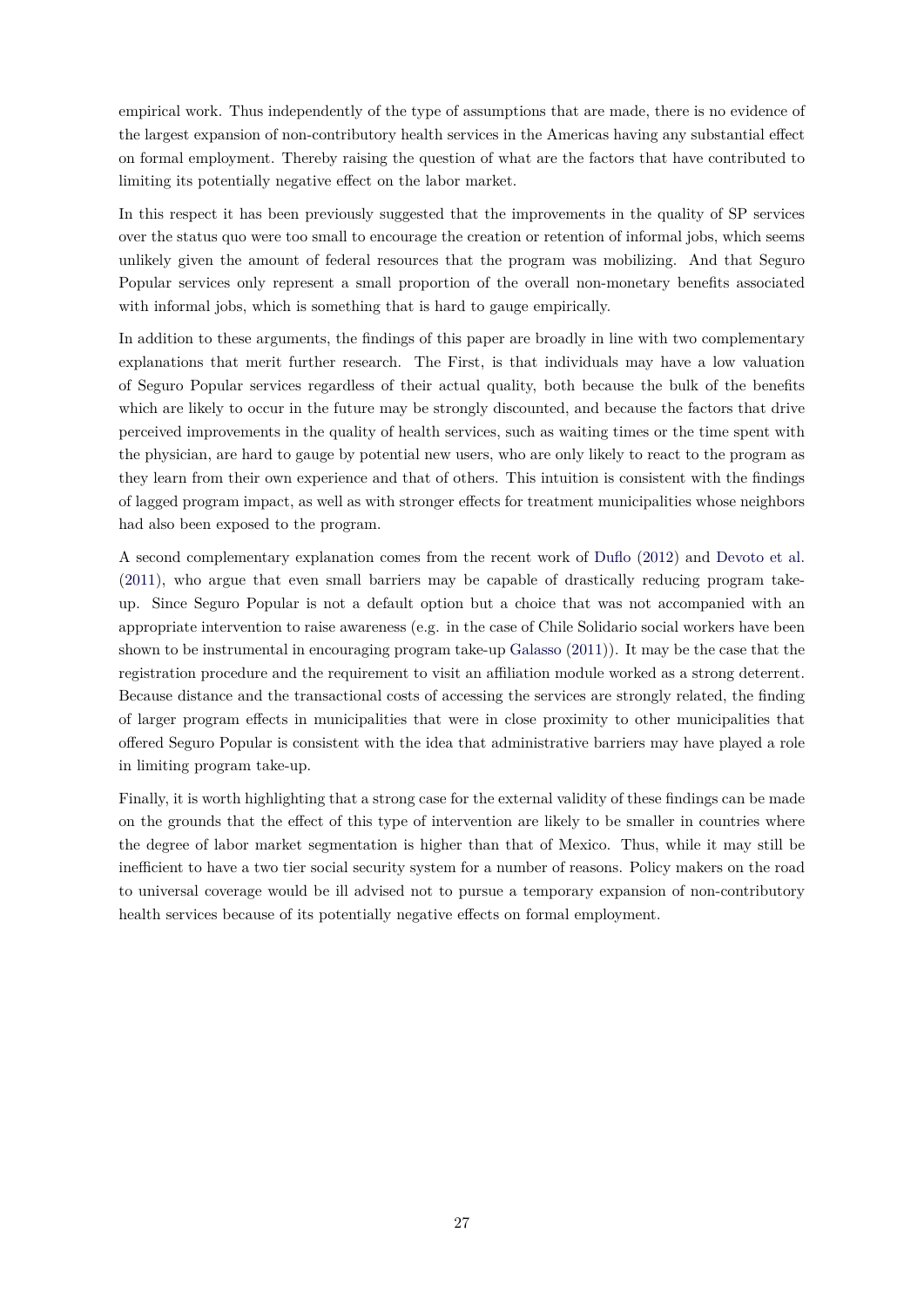empirical work. Thus independently of the type of assumptions that are made, there is no evidence of the largest expansion of non-contributory health services in the Americas having any substantial effect on formal employment. Thereby raising the question of what are the factors that have contributed to limiting its potentially negative effect on the labor market.

In this respect it has been previously suggested that the improvements in the quality of SP services over the status quo were too small to encourage the creation or retention of informal jobs, which seems unlikely given the amount of federal resources that the program was mobilizing. And that Seguro Popular services only represent a small proportion of the overall non-monetary benefits associated with informal jobs, which is something that is hard to gauge empirically.

In addition to these arguments, the findings of this paper are broadly in line with two complementary explanations that merit further research. The First, is that individuals may have a low valuation of Seguro Popular services regardless of their actual quality, both because the bulk of the benefits which are likely to occur in the future may be strongly discounted, and because the factors that drive perceived improvements in the quality of health services, such as waiting times or the time spent with the physician, are hard to gauge by potential new users, who are only likely to react to the program as they learn from their own experience and that of others. This intuition is consistent with the findings of lagged program impact, as well as with stronger effects for treatment municipalities whose neighbors had also been exposed to the program.

A second complementary explanation comes from the recent work of Duflo (2012) and Devoto et al. (2011), who argue that even small barriers may be capable of drastically reducing program take-up. Since Seguro Popular is not a default option but a choice that was not accompanied with an appropriate intervention to raise awareness (e.g. in the case of Chile Solidario social workers have been shown to be instrumental in encouraging program take-up Galasso (2011)). It may be the case that the registration procedure and the requirement to visit an affiliation module worked as a strong deterrent. Because distance and the transactional costs of accessing the services are strongly related, the finding of larger program effects in municipalities that were in close proximity to other municipalities that offered Seguro Popular is consistent with the idea that administrative barriers may have played a role in limiting program take-up.

Finally, it is worth highlighting that a strong case for the external validity of these findings can be made on the grounds that the effect of this type of intervention are likely to be smaller in countries where the degree of labor market segmentation is higher than that of Mexico. Thus, while it may still be inefficient to have a two tier social security system for a number of reasons. Policy makers on the road to universal coverage would be ill advised not to pursue a temporary expansion of non-contributory health services because of its potentially negative effects on formal employment.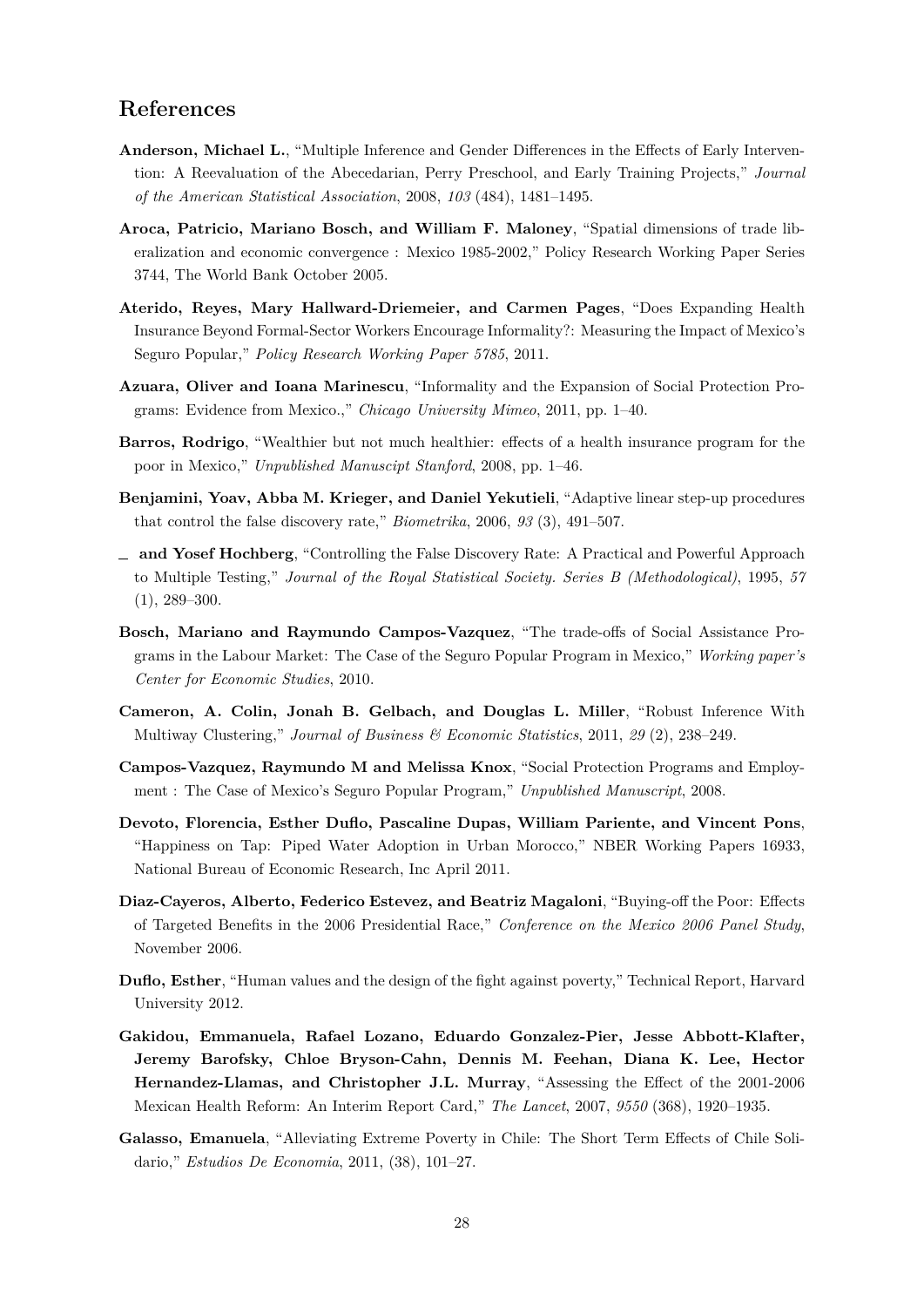## References

**Anderson, Michael L.**, "Multiple Inference and Gender Differences in the Effects of Early Intervention: A Reevaluation of the Abecedarian, Perry Preschool, and Early Training Projects," *Journal of the American Statistical Association*, 2008, *103* (484), 1481–1495.

**Aroca, Patricio, Mariano Bosch, and William F. Maloney**, "Spatial dimensions of trade liberalization and economic convergence : Mexico 1985-2002," Policy Research Working Paper Series 3744, The World Bank October 2005.

**Aterido, Reyes, Mary Hallward-Driemeier, and Carmen Pages**, "Does Expanding Health Insurance Beyond Formal-Sector Workers Encourage Informality?: Measuring the Impact of Mexico's Seguro Popular," *Policy Research Working Paper 5785*, 2011.

**Azuara, Oliver and Ioana Marinescu**, "Informality and the Expansion of Social Protection Programs: Evidence from Mexico.," *Chicago University Mimeo*, 2011, pp. 1–40.

**Barros, Rodrigo**, "Wealthier but not much healthier: effects of a health insurance program for the poor in Mexico," *Unpublished Manuscipt Stanford*, 2008, pp. 1–46.

**Benjamini, Yoav, Abba M. Krieger, and Daniel Yekutieli**, "Adaptive linear step-up procedures that control the false discovery rate," *Biometrika*, 2006, *93* (3), 491–507.

_ **and Yosef Hochberg**, "Controlling the False Discovery Rate: A Practical and Powerful Approach to Multiple Testing," *Journal of the Royal Statistical Society. Series B (Methodological)*, 1995, *57* (1), 289–300.

**Bosch, Mariano and Raymundo Campos-Vazquez**, "The trade-offs of Social Assistance Programs in the Labour Market: The Case of the Seguro Popular Program in Mexico," *Working paper's Center for Economic Studies*, 2010.

**Cameron, A. Colin, Jonah B. Gelbach, and Douglas L. Miller**, "Robust Inference With Multiway Clustering," *Journal of Business & Economic Statistics*, 2011, *29* (2), 238–249.

**Campos-Vazquez, Raymundo M and Melissa Knox**, "Social Protection Programs and Employment : The Case of Mexico's Seguro Popular Program," *Unpublished Manuscript*, 2008.

**Devoto, Florencia, Esther Duflo, Pascaline Dupas, William Pariente, and Vincent Pons**, "Happiness on Tap: Piped Water Adoption in Urban Morocco," NBER Working Papers 16933, National Bureau of Economic Research, Inc April 2011.

**Diaz-Cayeros, Alberto, Federico Estevez, and Beatriz Magaloni**, "Buying-off the Poor: Effects of Targeted Benefits in the 2006 Presidential Race," *Conference on the Mexico 2006 Panel Study*, November 2006.

**Duflo, Esther**, "Human values and the design of the fight against poverty," Technical Report, Harvard University 2012.

**Gakidou, Emmanuela, Rafael Lozano, Eduardo Gonzalez-Pier, Jesse Abbott-Klafter, Jeremy Barofsky, Chloe Bryson-Cahn, Dennis M. Feehan, Diana K. Lee, Hector Hernandez-Llamas, and Christopher J.L. Murray**, "Assessing the Effect of the 2001-2006 Mexican Health Reform: An Interim Report Card," *The Lancet*, 2007, *9550* (368), 1920–1935.

**Galasso, Emanuela**, "Alleviating Extreme Poverty in Chile: The Short Term Effects of Chile Solidario," *Estudios De Economia*, 2011, (38), 101–27.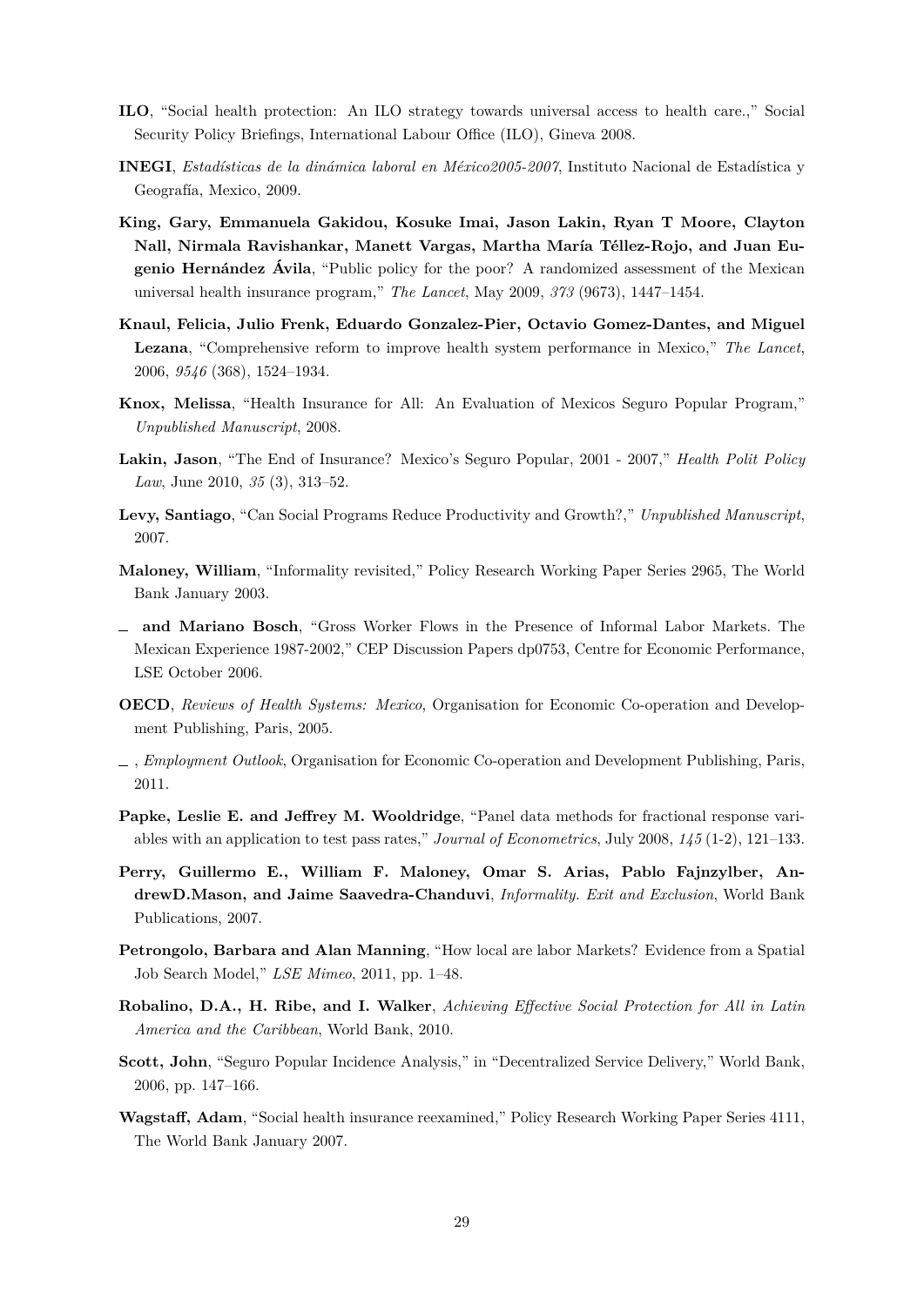**ILO**, "Social health protection: An ILO strategy towards universal access to health care.," Social Security Policy Briefings, International Labour Office (ILO), Gineva 2008.

**INEGI**, *Estadísticas de la dinámica laboral en México2005-2007*, Instituto Nacional de Estadística y Geografía, Mexico, 2009.

**King, Gary, Emmanuela Gakidou, Kosuke Imai, Jason Lakin, Ryan T Moore, Clayton Nall, Nirmala Ravishankar, Manett Vargas, Martha María Téllez-Rojo, and Juan Eugenio Hernández Ávila**, "Public policy for the poor? A randomized assessment of the Mexican universal health insurance program," *The Lancet*, May 2009, *373* (9673), 1447–1454.

**Knaul, Felicia, Julio Frenk, Eduardo Gonzalez-Pier, Octavio Gomez-Dantes, and Miguel Lezana**, "Comprehensive reform to improve health system performance in Mexico," *The Lancet*, 2006, *9546* (368), 1524–1934.

**Knox, Melissa**, "Health Insurance for All: An Evaluation of Mexicos Seguro Popular Program," *Unpublished Manuscript*, 2008.

**Lakin, Jason**, "The End of Insurance? Mexico's Seguro Popular, 2001 - 2007," *Health Polit Policy Law*, June 2010, *35* (3), 313–52.

**Levy, Santiago**, "Can Social Programs Reduce Productivity and Growth?," *Unpublished Manuscript*, 2007.

**Maloney, William**, "Informality revisited," Policy Research Working Paper Series 2965, The World Bank January 2003.

_ **and Mariano Bosch**, "Gross Worker Flows in the Presence of Informal Labor Markets. The Mexican Experience 1987-2002," CEP Discussion Papers dp0753, Centre for Economic Performance, LSE October 2006.

**OECD**, *Reviews of Health Systems: Mexico*, Organisation for Economic Co-operation and Development Publishing, Paris, 2005.

_ , *Employment Outlook*, Organisation for Economic Co-operation and Development Publishing, Paris, 2011.

**Papke, Leslie E. and Jeffrey M. Wooldridge**, "Panel data methods for fractional response variables with an application to test pass rates," *Journal of Econometrics*, July 2008, *145* (1-2), 121–133.

**Perry, Guillermo E., William F. Maloney, Omar S. Arias, Pablo Fajnzylber, AndrewD.Mason, and Jaime Saavedra-Chanduvi**, *Informality. Exit and Exclusion*, World Bank Publications, 2007.

**Petrongolo, Barbara and Alan Manning**, "How local are labor Markets? Evidence from a Spatial Job Search Model," *LSE Mimeo*, 2011, pp. 1–48.

**Robalino, D.A., H. Ribe, and I. Walker**, *Achieving Effective Social Protection for All in Latin America and the Caribbean*, World Bank, 2010.

**Scott, John**, "Seguro Popular Incidence Analysis," in "Decentralized Service Delivery," World Bank, 2006, pp. 147–166.

**Wagstaff, Adam**, "Social health insurance reexamined," Policy Research Working Paper Series 4111, The World Bank January 2007.